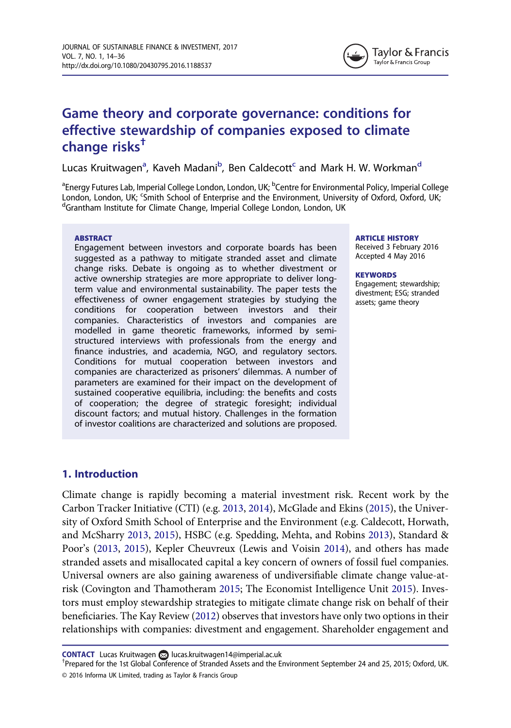# Game theory and corporate governance: conditions for effective stewardship of companies exposed to climate change risks[†]

Lucas Kruitwagen[a], Kaveh Madani[b], Ben Caldecott[c] and Mark H. W. Workman[d]

[a]Energy Futures Lab, Imperial College London, London, UK; [b]Centre for Environmental Policy, Imperial College London, London, UK; [c]Smith School of Enterprise and the Environment, University of Oxford, Oxford, UK; [d]Grantham Institute for Climate Change, Imperial College London, London, UK

**ABSTRACT**

Engagement between investors and corporate boards has been suggested as a pathway to mitigate stranded asset and climate change risks. Debate is ongoing as to whether divestment or active ownership strategies are more appropriate to deliver long-term value and environmental sustainability. The paper tests the effectiveness of owner engagement strategies by studying the conditions for cooperation between investors and their companies. Characteristics of investors and companies are modelled in game theoretic frameworks, informed by semi-structured interviews with professionals from the energy and finance industries, and academia, NGO, and regulatory sectors. Conditions for mutual cooperation between investors and companies are characterized as prisoners' dilemmas. A number of parameters are examined for their impact on the development of sustained cooperative equilibria, including: the benefits and costs of cooperation; the degree of strategic foresight; individual discount factors; and mutual history. Challenges in the formation of investor coalitions are characterized and solutions are proposed.

**ARTICLE HISTORY**

Received 3 February 2016
Accepted 4 May 2016

**KEYWORDS**

Engagement; stewardship; divestment; ESG; stranded assets; game theory

## 1. Introduction

Climate change is rapidly becoming a material investment risk. Recent work by the Carbon Tracker Initiative (CTI) (e.g. 2013, 2014), McGlade and Ekins (2015), the University of Oxford Smith School of Enterprise and the Environment (e.g. Caldecott, Horwath, and McSharry 2013, 2015), HSBC (e.g. Spedding, Mehta, and Robins 2013), Standard & Poor's (2013, 2015), Kepler Cheuvreux (Lewis and Voisin 2014), and others has made stranded assets and misallocated capital a key concern of owners of fossil fuel companies. Universal owners are also gaining awareness of undiversifiable climate change value-at-risk (Covington and Thamotheram 2015; The Economist Intelligence Unit 2015). Investors must employ stewardship strategies to mitigate climate change risk on behalf of their beneficiaries. The Kay Review (2012) observes that investors have only two options in their relationships with companies: divestment and engagement. Shareholder engagement and

**CONTACT** Lucas Kruitwagen lucas.kruitwagen14@imperial.ac.uk

[†]Prepared for the 1st Global Conference of Stranded Assets and the Environment September 24 and 25, 2015; Oxford, UK.

© 2016 Informa UK Limited, trading as Taylor & Francis Group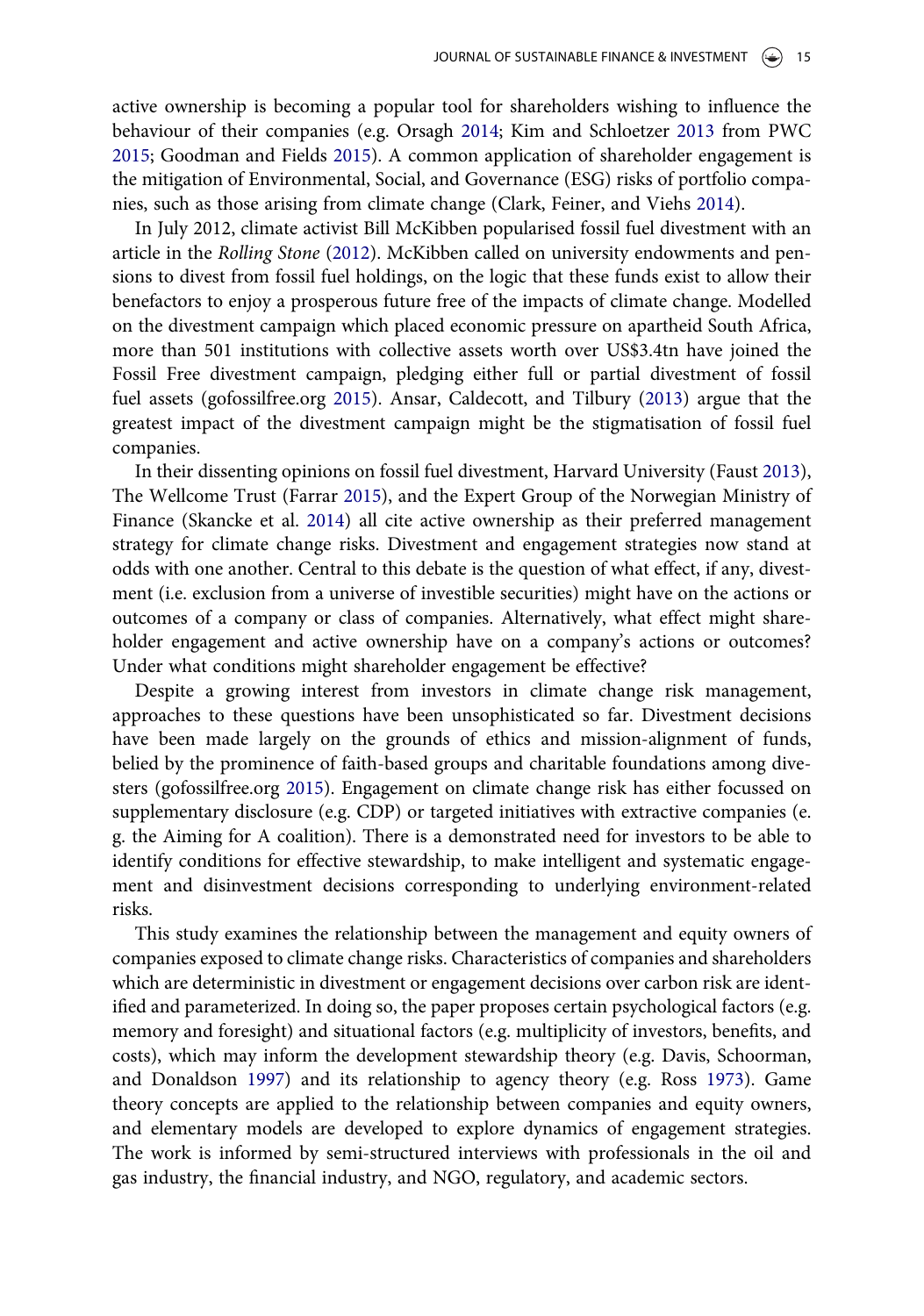active ownership is becoming a popular tool for shareholders wishing to influence the behaviour of their companies (e.g. Orsagh 2014; Kim and Schloetzer 2013 from PWC 2015; Goodman and Fields 2015). A common application of shareholder engagement is the mitigation of Environmental, Social, and Governance (ESG) risks of portfolio companies, such as those arising from climate change (Clark, Feiner, and Viehs 2014).

In July 2012, climate activist Bill McKibben popularised fossil fuel divestment with an article in the *Rolling Stone* (2012). McKibben called on university endowments and pensions to divest from fossil fuel holdings, on the logic that these funds exist to allow their benefactors to enjoy a prosperous future free of the impacts of climate change. Modelled on the divestment campaign which placed economic pressure on apartheid South Africa, more than 501 institutions with collective assets worth over US$3.4tn have joined the Fossil Free divestment campaign, pledging either full or partial divestment of fossil fuel assets (gofossilfree.org 2015). Ansar, Caldecott, and Tilbury (2013) argue that the greatest impact of the divestment campaign might be the stigmatisation of fossil fuel companies.

In their dissenting opinions on fossil fuel divestment, Harvard University (Faust 2013), The Wellcome Trust (Farrar 2015), and the Expert Group of the Norwegian Ministry of Finance (Skancke et al. 2014) all cite active ownership as their preferred management strategy for climate change risks. Divestment and engagement strategies now stand at odds with one another. Central to this debate is the question of what effect, if any, divestment (i.e. exclusion from a universe of investible securities) might have on the actions or outcomes of a company or class of companies. Alternatively, what effect might shareholder engagement and active ownership have on a company's actions or outcomes? Under what conditions might shareholder engagement be effective?

Despite a growing interest from investors in climate change risk management, approaches to these questions have been unsophisticated so far. Divestment decisions have been made largely on the grounds of ethics and mission-alignment of funds, belied by the prominence of faith-based groups and charitable foundations among divesters (gofossilfree.org 2015). Engagement on climate change risk has either focussed on supplementary disclosure (e.g. CDP) or targeted initiatives with extractive companies (e.g. the Aiming for A coalition). There is a demonstrated need for investors to be able to identify conditions for effective stewardship, to make intelligent and systematic engagement and disinvestment decisions corresponding to underlying environment-related risks.

This study examines the relationship between the management and equity owners of companies exposed to climate change risks. Characteristics of companies and shareholders which are deterministic in divestment or engagement decisions over carbon risk are identified and parameterized. In doing so, the paper proposes certain psychological factors (e.g. memory and foresight) and situational factors (e.g. multiplicity of investors, benefits, and costs), which may inform the development stewardship theory (e.g. Davis, Schoorman, and Donaldson 1997) and its relationship to agency theory (e.g. Ross 1973). Game theory concepts are applied to the relationship between companies and equity owners, and elementary models are developed to explore dynamics of engagement strategies. The work is informed by semi-structured interviews with professionals in the oil and gas industry, the financial industry, and NGO, regulatory, and academic sectors.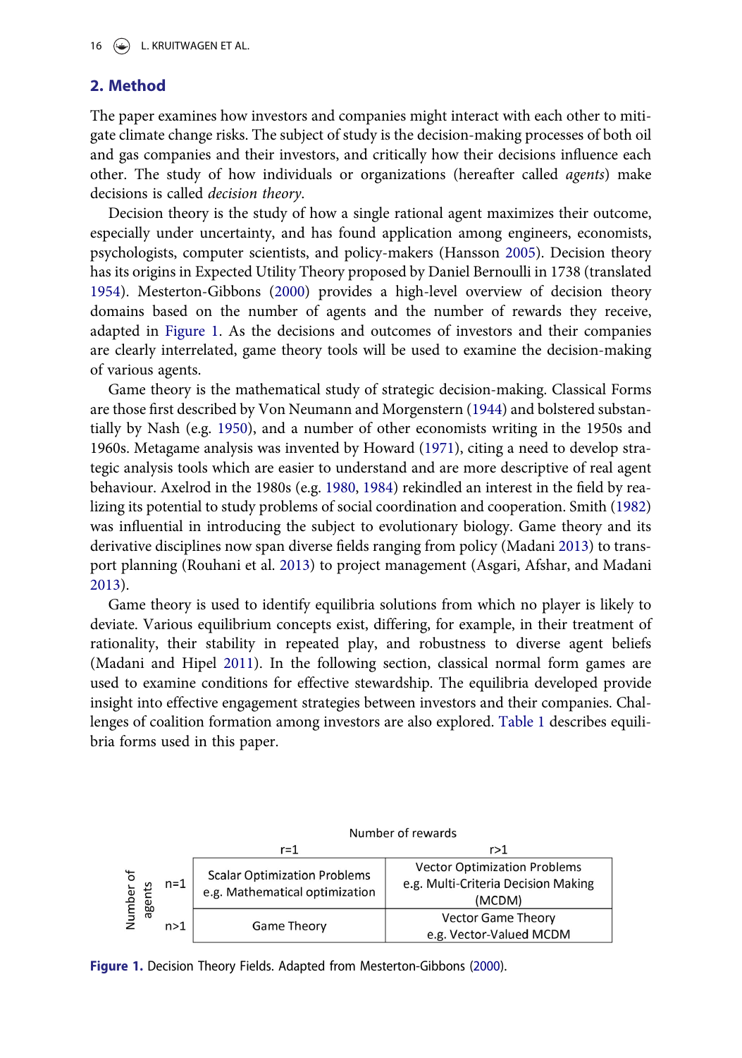## 2. Method

The paper examines how investors and companies might interact with each other to mitigate climate change risks. The subject of study is the decision-making processes of both oil and gas companies and their investors, and critically how their decisions influence each other. The study of how individuals or organizations (hereafter called *agents*) make decisions is called *decision theory*.

Decision theory is the study of how a single rational agent maximizes their outcome, especially under uncertainty, and has found application among engineers, economists, psychologists, computer scientists, and policy-makers (Hansson 2005). Decision theory has its origins in Expected Utility Theory proposed by Daniel Bernoulli in 1738 (translated 1954). Mesterton-Gibbons (2000) provides a high-level overview of decision theory domains based on the number of agents and the number of rewards they receive, adapted in Figure 1. As the decisions and outcomes of investors and their companies are clearly interrelated, game theory tools will be used to examine the decision-making of various agents.

Game theory is the mathematical study of strategic decision-making. Classical Forms are those first described by Von Neumann and Morgenstern (1944) and bolstered substantially by Nash (e.g. 1950), and a number of other economists writing in the 1950s and 1960s. Metagame analysis was invented by Howard (1971), citing a need to develop strategic analysis tools which are easier to understand and are more descriptive of real agent behaviour. Axelrod in the 1980s (e.g. 1980, 1984) rekindled an interest in the field by realizing its potential to study problems of social coordination and cooperation. Smith (1982) was influential in introducing the subject to evolutionary biology. Game theory and its derivative disciplines now span diverse fields ranging from policy (Madani 2013) to transport planning (Rouhani et al. 2013) to project management (Asgari, Afshar, and Madani 2013).

Game theory is used to identify equilibria solutions from which no player is likely to deviate. Various equilibrium concepts exist, differing, for example, in their treatment of rationality, their stability in repeated play, and robustness to diverse agent beliefs (Madani and Hipel 2011). In the following section, classical normal form games are used to examine conditions for effective stewardship. The equilibria developed provide insight into effective engagement strategies between investors and their companies. Challenges of coalition formation among investors are also explored. Table 1 describes equilibria forms used in this paper.

| Number of agents | | Number of rewards: r=1 | Number of rewards: r>1 |
|---|---|---|---|
| | n=1 | Scalar Optimization Problems e.g. Mathematical optimization | Vector Optimization Problems e.g. Multi-Criteria Decision Making (MCDM) |
| | n>1 | Game Theory | Vector Game Theory e.g. Vector-Valued MCDM |

**Figure 1.** Decision Theory Fields. Adapted from Mesterton-Gibbons (2000).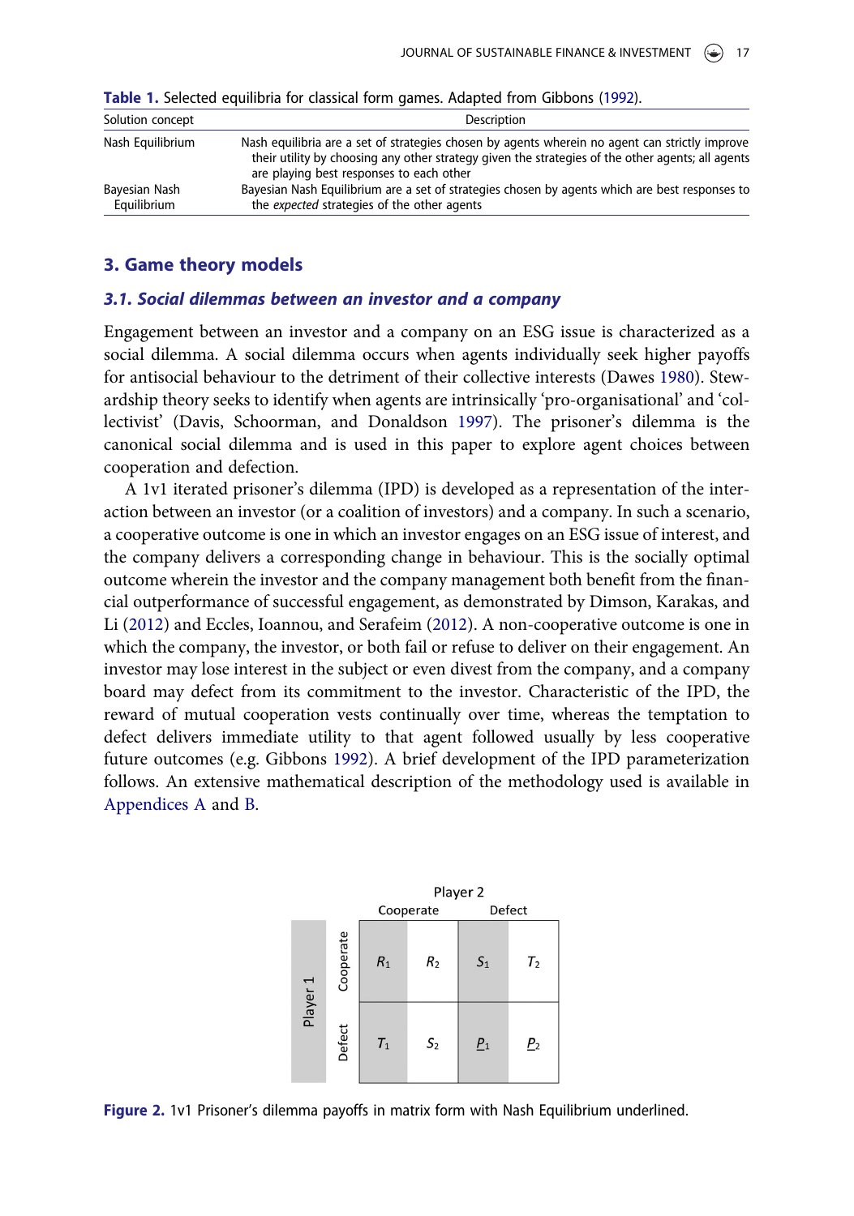**Table 1.** Selected equilibria for classical form games. Adapted from Gibbons (1992).

| Solution concept | Description |
|---|---|
| Nash Equilibrium | Nash equilibria are a set of strategies chosen by agents wherein no agent can strictly improve their utility by choosing any other strategy given the strategies of the other agents; all agents are playing best responses to each other |
| Bayesian Nash Equilibrium | Bayesian Nash Equilibrium are a set of strategies chosen by agents which are best responses to the *expected* strategies of the other agents |

## 3. Game theory models

### 3.1. Social dilemmas between an investor and a company

Engagement between an investor and a company on an ESG issue is characterized as a social dilemma. A social dilemma occurs when agents individually seek higher payoffs for antisocial behaviour to the detriment of their collective interests (Dawes 1980). Stewardship theory seeks to identify when agents are intrinsically 'pro-organisational' and 'collectivist' (Davis, Schoorman, and Donaldson 1997). The prisoner's dilemma is the canonical social dilemma and is used in this paper to explore agent choices between cooperation and defection.

A 1v1 iterated prisoner's dilemma (IPD) is developed as a representation of the interaction between an investor (or a coalition of investors) and a company. In such a scenario, a cooperative outcome is one in which an investor engages on an ESG issue of interest, and the company delivers a corresponding change in behaviour. This is the socially optimal outcome wherein the investor and the company management both benefit from the financial outperformance of successful engagement, as demonstrated by Dimson, Karakas, and Li (2012) and Eccles, Ioannou, and Serafeim (2012). A non-cooperative outcome is one in which the company, the investor, or both fail or refuse to deliver on their engagement. An investor may lose interest in the subject or even divest from the company, and a company board may defect from its commitment to the investor. Characteristic of the IPD, the reward of mutual cooperation vests continually over time, whereas the temptation to defect delivers immediate utility to that agent followed usually by less cooperative future outcomes (e.g. Gibbons 1992). A brief development of the IPD parameterization follows. An extensive mathematical description of the methodology used is available in Appendices A and B.

| | | Player 2: Cooperate | | Player 2: Defect | |
|---|---|---|---|---|---|
| Player 1 | Cooperate | $R_1$ | $R_2$ | $S_1$ | $T_2$ |
| | Defect | $T_1$ | $S_2$ | $\underline{P_1}$ | $\underline{P_2}$ |

**Figure 2.** 1v1 Prisoner's dilemma payoffs in matrix form with Nash Equilibrium underlined.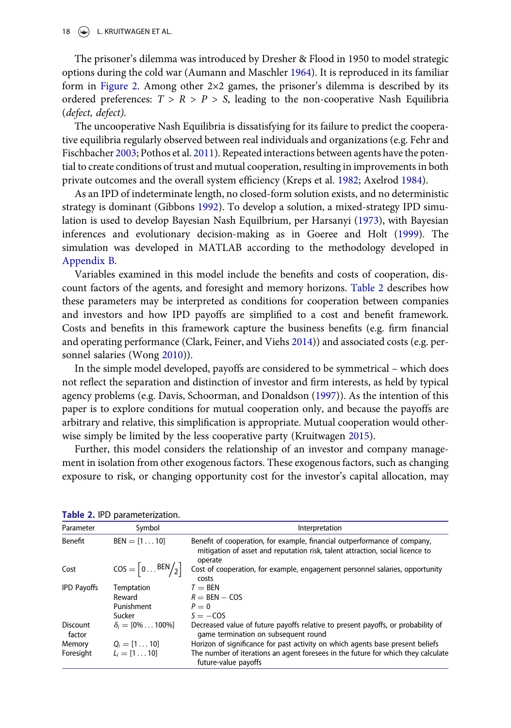The prisoner's dilemma was introduced by Dresher & Flood in 1950 to model strategic options during the cold war (Aumann and Maschler 1964). It is reproduced in its familiar form in Figure 2. Among other 2×2 games, the prisoner's dilemma is described by its ordered preferences: $T > R > P > S$, leading to the non-cooperative Nash Equilibria (*defect, defect)*.

The uncooperative Nash Equilibria is dissatisfying for its failure to predict the cooperative equilibria regularly observed between real individuals and organizations (e.g. Fehr and Fischbacher 2003; Pothos et al. 2011). Repeated interactions between agents have the potential to create conditions of trust and mutual cooperation, resulting in improvements in both private outcomes and the overall system efficiency (Kreps et al. 1982; Axelrod 1984).

As an IPD of indeterminate length, no closed-form solution exists, and no deterministic strategy is dominant (Gibbons 1992). To develop a solution, a mixed-strategy IPD simulation is used to develop Bayesian Nash Equilbrium, per Harsanyi (1973), with Bayesian inferences and evolutionary decision-making as in Goeree and Holt (1999). The simulation was developed in MATLAB according to the methodology developed in Appendix B.

Variables examined in this model include the benefits and costs of cooperation, discount factors of the agents, and foresight and memory horizons. Table 2 describes how these parameters may be interpreted as conditions for cooperation between companies and investors and how IPD payoffs are simplified to a cost and benefit framework. Costs and benefits in this framework capture the business benefits (e.g. firm financial and operating performance (Clark, Feiner, and Viehs 2014)) and associated costs (e.g. personnel salaries (Wong 2010)).

In the simple model developed, payoffs are considered to be symmetrical – which does not reflect the separation and distinction of investor and firm interests, as held by typical agency problems (e.g. Davis, Schoorman, and Donaldson (1997)). As the intention of this paper is to explore conditions for mutual cooperation only, and because the payoffs are arbitrary and relative, this simplification is appropriate. Mutual cooperation would otherwise simply be limited by the less cooperative party (Kruitwagen 2015).

Further, this model considers the relationship of an investor and company management in isolation from other exogenous factors. These exogenous factors, such as changing exposure to risk, or changing opportunity cost for the investor's capital allocation, may

**Table 2.** IPD parameterization.

| Parameter | Symbol | Interpretation |
|---|---|---|
| Benefit | $\text{BEN} = [1 \ldots 10]$ | Benefit of cooperation, for example, financial outperformance of company, mitigation of asset and reputation risk, talent attraction, social licence to operate |
| Cost | $\text{COS} = \left[0 \ldots {}^{\text{BEN}}\!/_{2}\right]$ | Cost of cooperation, for example, engagement personnel salaries, opportunity costs |
| IPD Payoffs | Temptation<br>Reward<br>Punishment<br>Sucker | $T = \text{BEN}$<br>$R = \text{BEN} - \text{COS}$<br>$P = 0$<br>$S = -\text{COS}$ |
| Discount factor | $\delta_i = [0\% \ldots 100\%]$ | Decreased value of future payoffs relative to present payoffs, or probability of game termination on subsequent round |
| Memory | $Q_i = [1 \ldots 10]$ | Horizon of significance for past activity on which agents base present beliefs |
| Foresight | $L_i = [1 \ldots 10]$ | The number of iterations an agent foresees in the future for which they calculate future-value payoffs |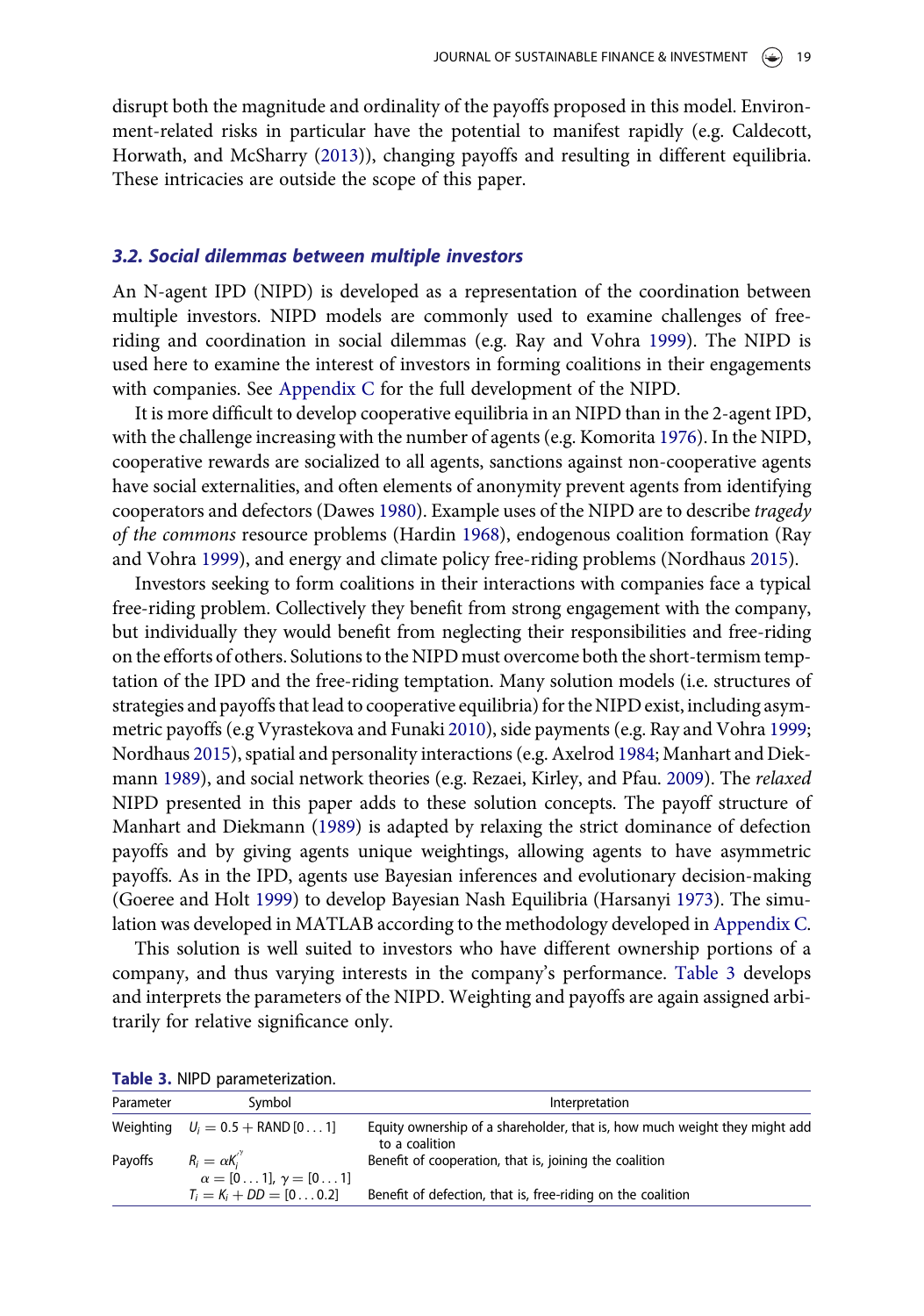disrupt both the magnitude and ordinality of the payoffs proposed in this model. Environment-related risks in particular have the potential to manifest rapidly (e.g. Caldecott, Horwath, and McSharry (2013)), changing payoffs and resulting in different equilibria. These intricacies are outside the scope of this paper.

### *3.2. Social dilemmas between multiple investors*

An N-agent IPD (NIPD) is developed as a representation of the coordination between multiple investors. NIPD models are commonly used to examine challenges of free-riding and coordination in social dilemmas (e.g. Ray and Vohra 1999). The NIPD is used here to examine the interest of investors in forming coalitions in their engagements with companies. See Appendix C for the full development of the NIPD.

It is more difficult to develop cooperative equilibria in an NIPD than in the 2-agent IPD, with the challenge increasing with the number of agents (e.g. Komorita 1976). In the NIPD, cooperative rewards are socialized to all agents, sanctions against non-cooperative agents have social externalities, and often elements of anonymity prevent agents from identifying cooperators and defectors (Dawes 1980). Example uses of the NIPD are to describe *tragedy of the commons* resource problems (Hardin 1968), endogenous coalition formation (Ray and Vohra 1999), and energy and climate policy free-riding problems (Nordhaus 2015).

Investors seeking to form coalitions in their interactions with companies face a typical free-riding problem. Collectively they benefit from strong engagement with the company, but individually they would benefit from neglecting their responsibilities and free-riding on the efforts of others. Solutions to the NIPD must overcome both the short-termism temptation of the IPD and the free-riding temptation. Many solution models (i.e. structures of strategies and payoffs that lead to cooperative equilibria) for the NIPD exist, including asymmetric payoffs (e.g Vyrastekova and Funaki 2010), side payments (e.g. Ray and Vohra 1999; Nordhaus 2015), spatial and personality interactions (e.g. Axelrod 1984; Manhart and Diekmann 1989), and social network theories (e.g. Rezaei, Kirley, and Pfau. 2009). The *relaxed* NIPD presented in this paper adds to these solution concepts. The payoff structure of Manhart and Diekmann (1989) is adapted by relaxing the strict dominance of defection payoffs and by giving agents unique weightings, allowing agents to have asymmetric payoffs. As in the IPD, agents use Bayesian inferences and evolutionary decision-making (Goeree and Holt 1999) to develop Bayesian Nash Equilibria (Harsanyi 1973). The simulation was developed in MATLAB according to the methodology developed in Appendix C.

This solution is well suited to investors who have different ownership portions of a company, and thus varying interests in the company's performance. Table 3 develops and interprets the parameters of the NIPD. Weighting and payoffs are again assigned arbitrarily for relative significance only.

**Table 3.** NIPD parameterization.

| Parameter | Symbol | Interpretation |
|---|---|---|
| Weighting | $U_i = 0.5 + \text{RAND}\,[0\ldots 1]$ | Equity ownership of a shareholder, that is, how much weight they might add to a coalition |
| Payoffs | $R_i = \alpha K_i^{\gamma}$ <br> $\alpha = [0\ldots 1],\ \gamma = [0\ldots 1]$ | Benefit of cooperation, that is, joining the coalition |
| | $T_i = K_i + DD = [0\ldots 0.2]$ | Benefit of defection, that is, free-riding on the coalition |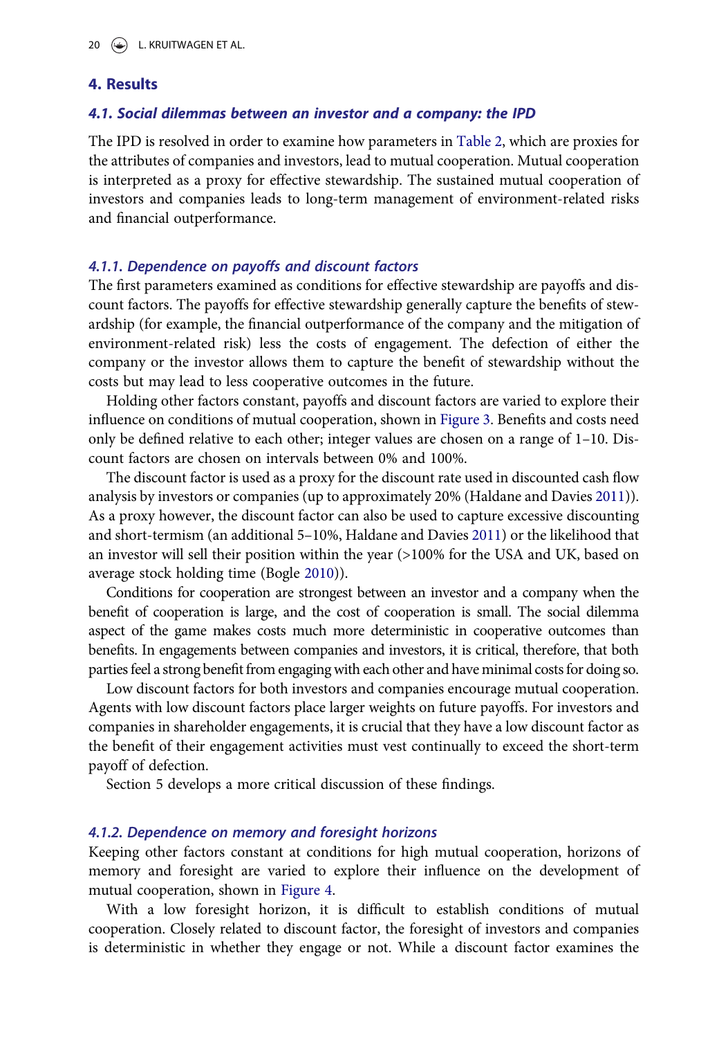## 4. Results

### *4.1. Social dilemmas between an investor and a company: the IPD*

The IPD is resolved in order to examine how parameters in Table 2, which are proxies for the attributes of companies and investors, lead to mutual cooperation. Mutual cooperation is interpreted as a proxy for effective stewardship. The sustained mutual cooperation of investors and companies leads to long-term management of environment-related risks and financial outperformance.

#### *4.1.1. Dependence on payoffs and discount factors*

The first parameters examined as conditions for effective stewardship are payoffs and discount factors. The payoffs for effective stewardship generally capture the benefits of stewardship (for example, the financial outperformance of the company and the mitigation of environment-related risk) less the costs of engagement. The defection of either the company or the investor allows them to capture the benefit of stewardship without the costs but may lead to less cooperative outcomes in the future.

Holding other factors constant, payoffs and discount factors are varied to explore their influence on conditions of mutual cooperation, shown in Figure 3. Benefits and costs need only be defined relative to each other; integer values are chosen on a range of 1–10. Discount factors are chosen on intervals between 0% and 100%.

The discount factor is used as a proxy for the discount rate used in discounted cash flow analysis by investors or companies (up to approximately 20% (Haldane and Davies 2011)). As a proxy however, the discount factor can also be used to capture excessive discounting and short-termism (an additional 5–10%, Haldane and Davies 2011) or the likelihood that an investor will sell their position within the year (>100% for the USA and UK, based on average stock holding time (Bogle 2010)).

Conditions for cooperation are strongest between an investor and a company when the benefit of cooperation is large, and the cost of cooperation is small. The social dilemma aspect of the game makes costs much more deterministic in cooperative outcomes than benefits. In engagements between companies and investors, it is critical, therefore, that both parties feel a strong benefit from engaging with each other and have minimal costs for doing so.

Low discount factors for both investors and companies encourage mutual cooperation. Agents with low discount factors place larger weights on future payoffs. For investors and companies in shareholder engagements, it is crucial that they have a low discount factor as the benefit of their engagement activities must vest continually to exceed the short-term payoff of defection.

Section 5 develops a more critical discussion of these findings.

#### *4.1.2. Dependence on memory and foresight horizons*

Keeping other factors constant at conditions for high mutual cooperation, horizons of memory and foresight are varied to explore their influence on the development of mutual cooperation, shown in Figure 4.

With a low foresight horizon, it is difficult to establish conditions of mutual cooperation. Closely related to discount factor, the foresight of investors and companies is deterministic in whether they engage or not. While a discount factor examines the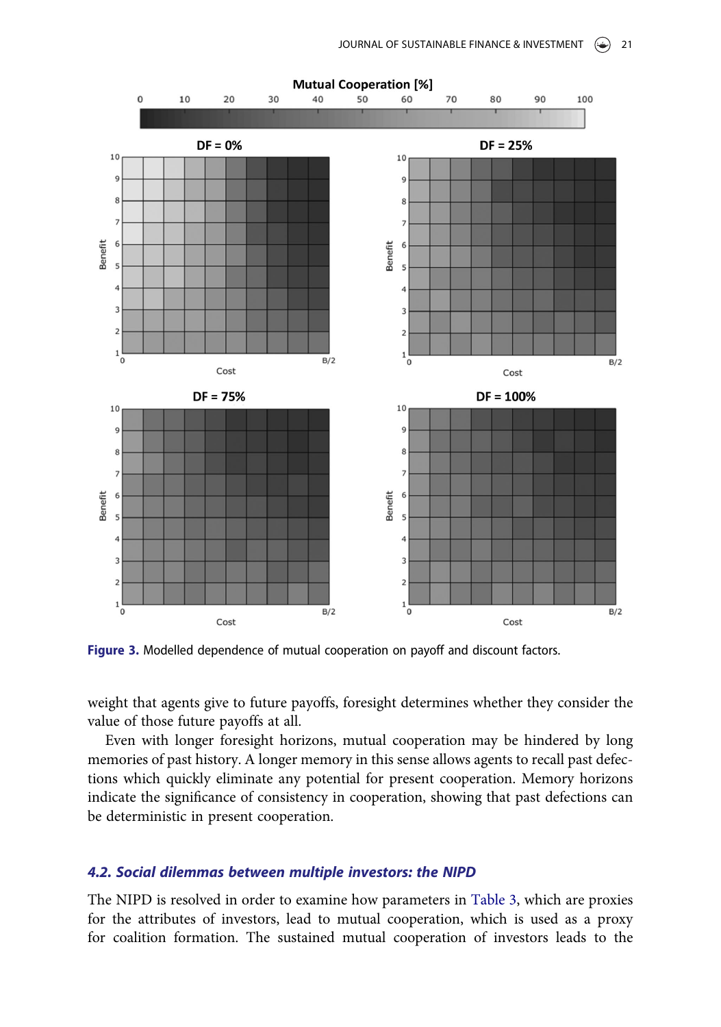Figure 3. Modelled dependence of mutual cooperation on payoff and discount factors.

weight that agents give to future payoffs, foresight determines whether they consider the value of those future payoffs at all.

Even with longer foresight horizons, mutual cooperation may be hindered by long memories of past history. A longer memory in this sense allows agents to recall past defections which quickly eliminate any potential for present cooperation. Memory horizons indicate the significance of consistency in cooperation, showing that past defections can be deterministic in present cooperation.

## 4.2. Social dilemmas between multiple investors: the NIPD

The NIPD is resolved in order to examine how parameters in Table 3, which are proxies for the attributes of investors, lead to mutual cooperation, which is used as a proxy for coalition formation. The sustained mutual cooperation of investors leads to the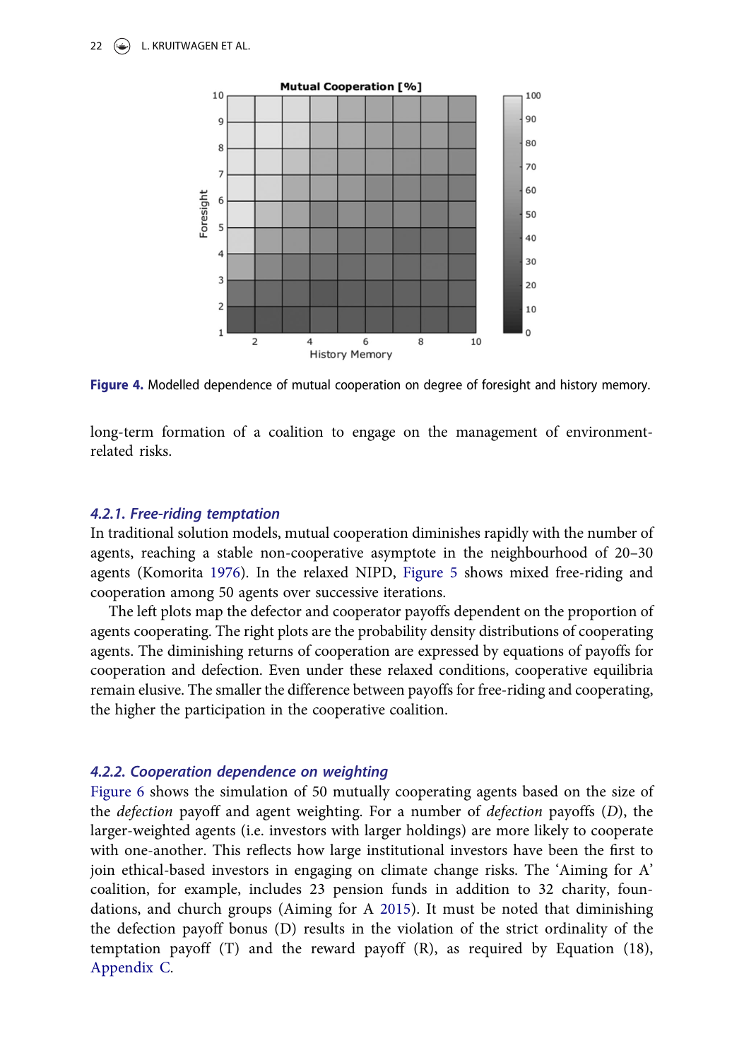**Figure 4.** Modelled dependence of mutual cooperation on degree of foresight and history memory.

long-term formation of a coalition to engage on the management of environment-related risks.

#### 4.2.1. Free-riding temptation

In traditional solution models, mutual cooperation diminishes rapidly with the number of agents, reaching a stable non-cooperative asymptote in the neighbourhood of 20–30 agents (Komorita 1976). In the relaxed NIPD, Figure 5 shows mixed free-riding and cooperation among 50 agents over successive iterations.

The left plots map the defector and cooperator payoffs dependent on the proportion of agents cooperating. The right plots are the probability density distributions of cooperating agents. The diminishing returns of cooperation are expressed by equations of payoffs for cooperation and defection. Even under these relaxed conditions, cooperative equilibria remain elusive. The smaller the difference between payoffs for free-riding and cooperating, the higher the participation in the cooperative coalition.

#### 4.2.2. Cooperation dependence on weighting

Figure 6 shows the simulation of 50 mutually cooperating agents based on the size of the *defection* payoff and agent weighting. For a number of *defection* payoffs ($D$), the larger-weighted agents (i.e. investors with larger holdings) are more likely to cooperate with one-another. This reflects how large institutional investors have been the first to join ethical-based investors in engaging on climate change risks. The 'Aiming for A' coalition, for example, includes 23 pension funds in addition to 32 charity, foundations, and church groups (Aiming for A 2015). It must be noted that diminishing the defection payoff bonus (D) results in the violation of the strict ordinality of the temptation payoff (T) and the reward payoff (R), as required by Equation (18), Appendix C.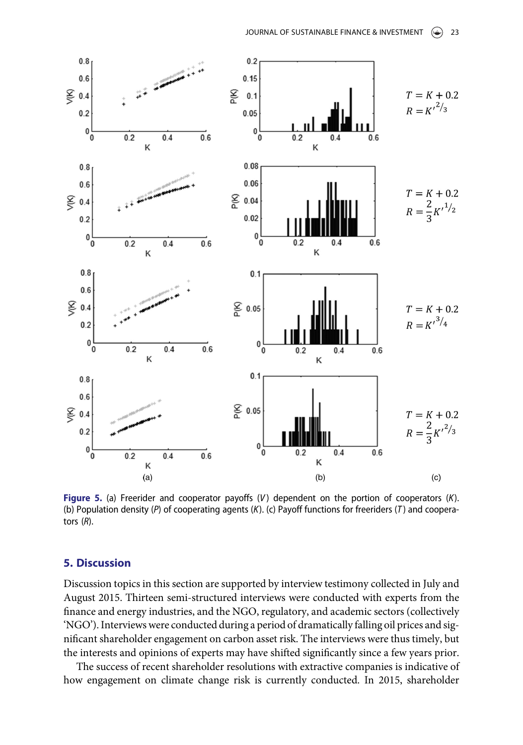$T = K + 0.2$
$R = K'^{2/3}$

$T = K + 0.2$
$R = \frac{2}{3}K'^{1/2}$

$T = K + 0.2$
$R = K'^{3/4}$

$T = K + 0.2$
$R = \frac{2}{3}K'^{2/3}$

**Figure 5.** (a) Freerider and cooperator payoffs ($V$) dependent on the portion of cooperators ($K$). (b) Population density ($P$) of cooperating agents ($K$). (c) Payoff functions for freeriders ($T$) and cooperators ($R$).

## 5. Discussion

Discussion topics in this section are supported by interview testimony collected in July and August 2015. Thirteen semi-structured interviews were conducted with experts from the finance and energy industries, and the NGO, regulatory, and academic sectors (collectively 'NGO'). Interviews were conducted during a period of dramatically falling oil prices and significant shareholder engagement on carbon asset risk. The interviews were thus timely, but the interests and opinions of experts may have shifted significantly since a few years prior.

The success of recent shareholder resolutions with extractive companies is indicative of how engagement on climate change risk is currently conducted. In 2015, shareholder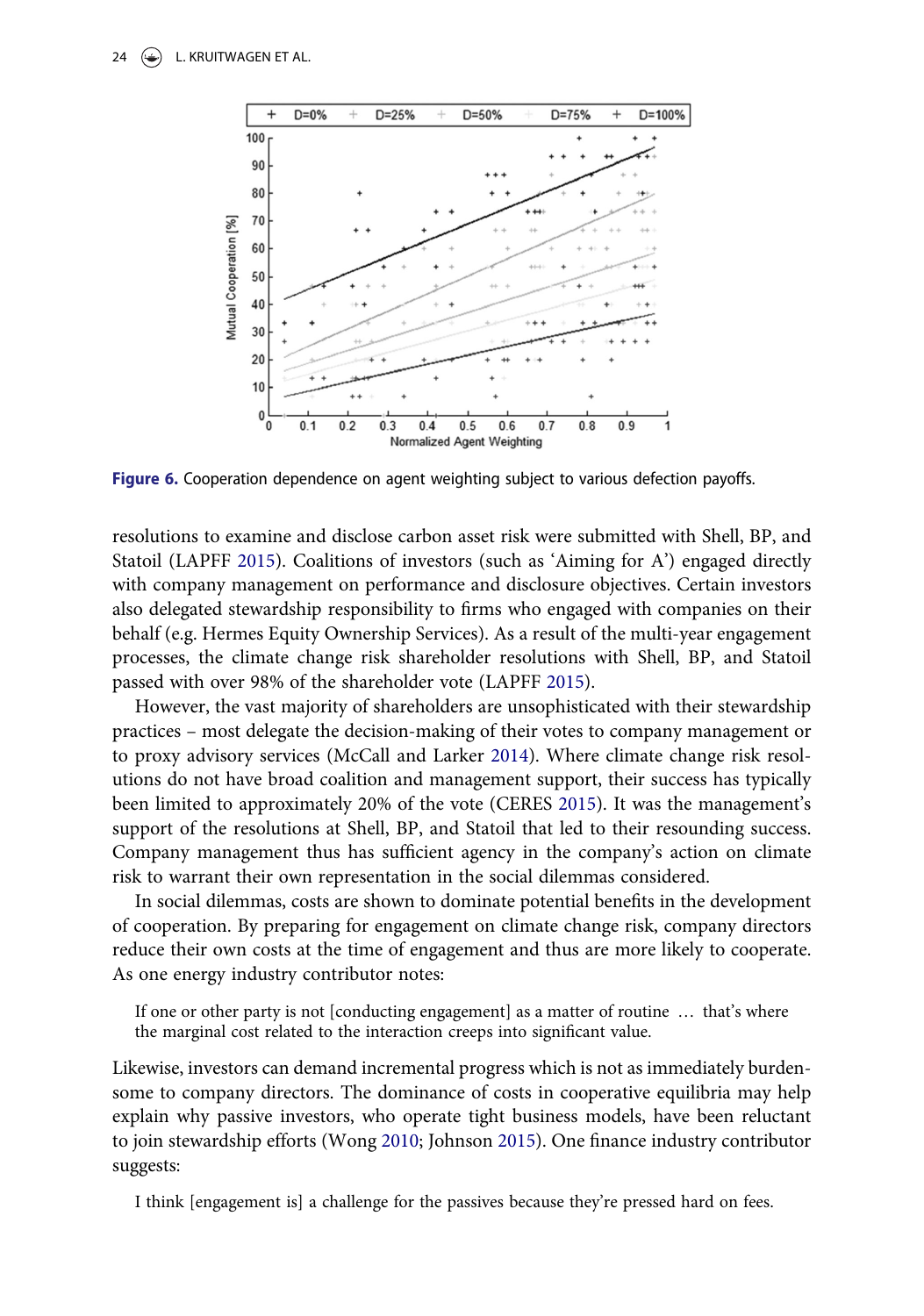Figure 6. Cooperation dependence on agent weighting subject to various defection payoffs.

resolutions to examine and disclose carbon asset risk were submitted with Shell, BP, and Statoil (LAPFF 2015). Coalitions of investors (such as 'Aiming for A') engaged directly with company management on performance and disclosure objectives. Certain investors also delegated stewardship responsibility to firms who engaged with companies on their behalf (e.g. Hermes Equity Ownership Services). As a result of the multi-year engagement processes, the climate change risk shareholder resolutions with Shell, BP, and Statoil passed with over 98% of the shareholder vote (LAPFF 2015).

However, the vast majority of shareholders are unsophisticated with their stewardship practices – most delegate the decision-making of their votes to company management or to proxy advisory services (McCall and Larker 2014). Where climate change risk resolutions do not have broad coalition and management support, their success has typically been limited to approximately 20% of the vote (CERES 2015). It was the management's support of the resolutions at Shell, BP, and Statoil that led to their resounding success. Company management thus has sufficient agency in the company's action on climate risk to warrant their own representation in the social dilemmas considered.

In social dilemmas, costs are shown to dominate potential benefits in the development of cooperation. By preparing for engagement on climate change risk, company directors reduce their own costs at the time of engagement and thus are more likely to cooperate. As one energy industry contributor notes:

> If one or other party is not [conducting engagement] as a matter of routine … that's where the marginal cost related to the interaction creeps into significant value.

Likewise, investors can demand incremental progress which is not as immediately burdensome to company directors. The dominance of costs in cooperative equilibria may help explain why passive investors, who operate tight business models, have been reluctant to join stewardship efforts (Wong 2010; Johnson 2015). One finance industry contributor suggests:

> I think [engagement is] a challenge for the passives because they're pressed hard on fees.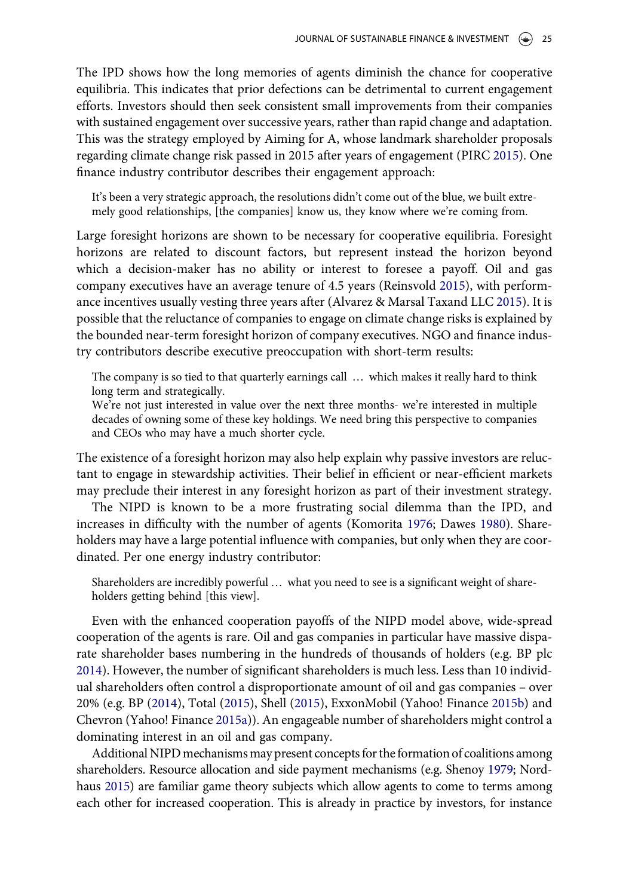The IPD shows how the long memories of agents diminish the chance for cooperative equilibria. This indicates that prior defections can be detrimental to current engagement efforts. Investors should then seek consistent small improvements from their companies with sustained engagement over successive years, rather than rapid change and adaptation. This was the strategy employed by Aiming for A, whose landmark shareholder proposals regarding climate change risk passed in 2015 after years of engagement (PIRC 2015). One finance industry contributor describes their engagement approach:

> It's been a very strategic approach, the resolutions didn't come out of the blue, we built extremely good relationships, [the companies] know us, they know where we're coming from.

Large foresight horizons are shown to be necessary for cooperative equilibria. Foresight horizons are related to discount factors, but represent instead the horizon beyond which a decision-maker has no ability or interest to foresee a payoff. Oil and gas company executives have an average tenure of 4.5 years (Reinsvold 2015), with performance incentives usually vesting three years after (Alvarez & Marsal Taxand LLC 2015). It is possible that the reluctance of companies to engage on climate change risks is explained by the bounded near-term foresight horizon of company executives. NGO and finance industry contributors describe executive preoccupation with short-term results:

> The company is so tied to that quarterly earnings call … which makes it really hard to think long term and strategically.
> We're not just interested in value over the next three months- we're interested in multiple decades of owning some of these key holdings. We need bring this perspective to companies and CEOs who may have a much shorter cycle.

The existence of a foresight horizon may also help explain why passive investors are reluctant to engage in stewardship activities. Their belief in efficient or near-efficient markets may preclude their interest in any foresight horizon as part of their investment strategy.

The NIPD is known to be a more frustrating social dilemma than the IPD, and increases in difficulty with the number of agents (Komorita 1976; Dawes 1980). Shareholders may have a large potential influence with companies, but only when they are coordinated. Per one energy industry contributor:

> Shareholders are incredibly powerful … what you need to see is a significant weight of shareholders getting behind [this view].

Even with the enhanced cooperation payoffs of the NIPD model above, wide-spread cooperation of the agents is rare. Oil and gas companies in particular have massive disparate shareholder bases numbering in the hundreds of thousands of holders (e.g. BP plc 2014). However, the number of significant shareholders is much less. Less than 10 individual shareholders often control a disproportionate amount of oil and gas companies – over 20% (e.g. BP (2014), Total (2015), Shell (2015), ExxonMobil (Yahoo! Finance 2015b) and Chevron (Yahoo! Finance 2015a)). An engageable number of shareholders might control a dominating interest in an oil and gas company.

Additional NIPD mechanisms may present concepts for the formation of coalitions among shareholders. Resource allocation and side payment mechanisms (e.g. Shenoy 1979; Nordhaus 2015) are familiar game theory subjects which allow agents to come to terms among each other for increased cooperation. This is already in practice by investors, for instance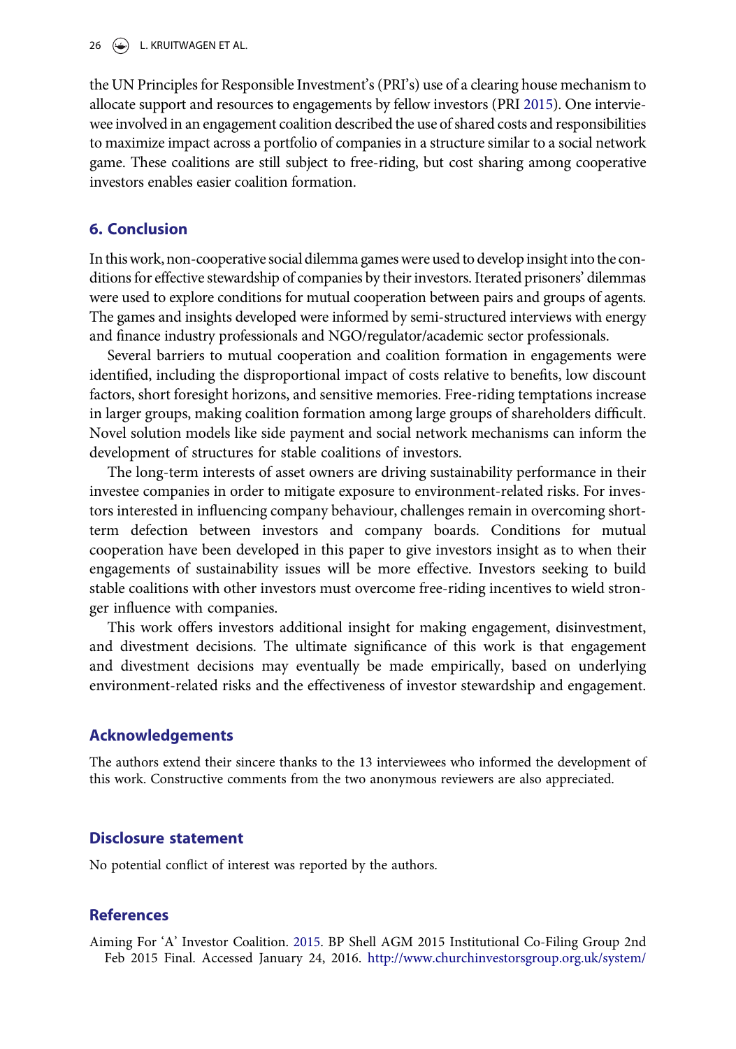the UN Principles for Responsible Investment's (PRI's) use of a clearing house mechanism to allocate support and resources to engagements by fellow investors (PRI 2015). One interviewee involved in an engagement coalition described the use of shared costs and responsibilities to maximize impact across a portfolio of companies in a structure similar to a social network game. These coalitions are still subject to free-riding, but cost sharing among cooperative investors enables easier coalition formation.

## 6. Conclusion

In this work, non-cooperative social dilemma games were used to develop insight into the conditions for effective stewardship of companies by their investors. Iterated prisoners' dilemmas were used to explore conditions for mutual cooperation between pairs and groups of agents. The games and insights developed were informed by semi-structured interviews with energy and finance industry professionals and NGO/regulator/academic sector professionals.

Several barriers to mutual cooperation and coalition formation in engagements were identified, including the disproportional impact of costs relative to benefits, low discount factors, short foresight horizons, and sensitive memories. Free-riding temptations increase in larger groups, making coalition formation among large groups of shareholders difficult. Novel solution models like side payment and social network mechanisms can inform the development of structures for stable coalitions of investors.

The long-term interests of asset owners are driving sustainability performance in their investee companies in order to mitigate exposure to environment-related risks. For investors interested in influencing company behaviour, challenges remain in overcoming short-term defection between investors and company boards. Conditions for mutual cooperation have been developed in this paper to give investors insight as to when their engagements of sustainability issues will be more effective. Investors seeking to build stable coalitions with other investors must overcome free-riding incentives to wield stronger influence with companies.

This work offers investors additional insight for making engagement, disinvestment, and divestment decisions. The ultimate significance of this work is that engagement and divestment decisions may eventually be made empirically, based on underlying environment-related risks and the effectiveness of investor stewardship and engagement.

## Acknowledgements

The authors extend their sincere thanks to the 13 interviewees who informed the development of this work. Constructive comments from the two anonymous reviewers are also appreciated.

## Disclosure statement

No potential conflict of interest was reported by the authors.

## References

Aiming For 'A' Investor Coalition. 2015. BP Shell AGM 2015 Institutional Co-Filing Group 2nd Feb 2015 Final. Accessed January 24, 2016. http://www.churchinvestorsgroup.org.uk/system/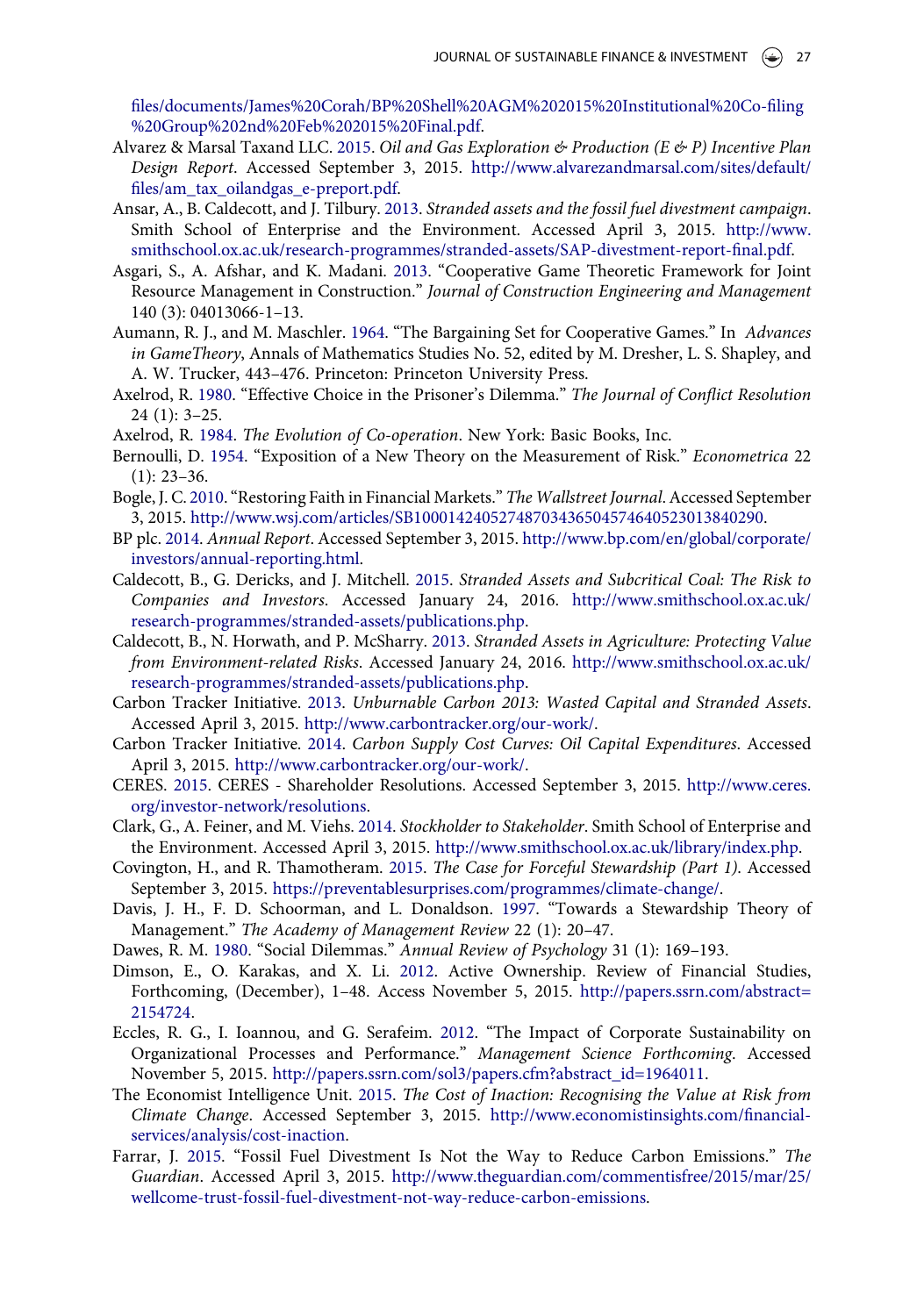files/documents/James%20Corah/BP%20Shell%20AGM%202015%20Institutional%20Co-filing%20Group%202nd%20Feb%202015%20Final.pdf.

Alvarez & Marsal Taxand LLC. 2015. *Oil and Gas Exploration & Production (E & P) Incentive Plan Design Report*. Accessed September 3, 2015. http://www.alvarezandmarsal.com/sites/default/files/am_tax_oilandgas_e-preport.pdf.

Ansar, A., B. Caldecott, and J. Tilbury. 2013. *Stranded assets and the fossil fuel divestment campaign*. Smith School of Enterprise and the Environment. Accessed April 3, 2015. http://www.smithschool.ox.ac.uk/research-programmes/stranded-assets/SAP-divestment-report-final.pdf.

Asgari, S., A. Afshar, and K. Madani. 2013. "Cooperative Game Theoretic Framework for Joint Resource Management in Construction." *Journal of Construction Engineering and Management* 140 (3): 04013066-1–13.

Aumann, R. J., and M. Maschler. 1964. "The Bargaining Set for Cooperative Games." In *Advances in GameTheory*, Annals of Mathematics Studies No. 52, edited by M. Dresher, L. S. Shapley, and A. W. Trucker, 443–476. Princeton: Princeton University Press.

Axelrod, R. 1980. "Effective Choice in the Prisoner's Dilemma." *The Journal of Conflict Resolution* 24 (1): 3–25.

Axelrod, R. 1984. *The Evolution of Co-operation*. New York: Basic Books, Inc.

Bernoulli, D. 1954. "Exposition of a New Theory on the Measurement of Risk." *Econometrica* 22 (1): 23–36.

Bogle, J. C. 2010. "Restoring Faith in Financial Markets." *The Wallstreet Journal*. Accessed September 3, 2015. http://www.wsj.com/articles/SB10001424052748703436504574640523013840290.

BP plc. 2014. *Annual Report*. Accessed September 3, 2015. http://www.bp.com/en/global/corporate/investors/annual-reporting.html.

Caldecott, B., G. Dericks, and J. Mitchell. 2015. *Stranded Assets and Subcritical Coal: The Risk to Companies and Investors*. Accessed January 24, 2016. http://www.smithschool.ox.ac.uk/research-programmes/stranded-assets/publications.php.

Caldecott, B., N. Horwath, and P. McSharry. 2013. *Stranded Assets in Agriculture: Protecting Value from Environment-related Risks*. Accessed January 24, 2016. http://www.smithschool.ox.ac.uk/research-programmes/stranded-assets/publications.php.

Carbon Tracker Initiative. 2013. *Unburnable Carbon 2013: Wasted Capital and Stranded Assets*. Accessed April 3, 2015. http://www.carbontracker.org/our-work/.

Carbon Tracker Initiative. 2014. *Carbon Supply Cost Curves: Oil Capital Expenditures*. Accessed April 3, 2015. http://www.carbontracker.org/our-work/.

CERES. 2015. CERES - Shareholder Resolutions. Accessed September 3, 2015. http://www.ceres.org/investor-network/resolutions.

Clark, G., A. Feiner, and M. Viehs. 2014. *Stockholder to Stakeholder*. Smith School of Enterprise and the Environment. Accessed April 3, 2015. http://www.smithschool.ox.ac.uk/library/index.php.

Covington, H., and R. Thamotheram. 2015. *The Case for Forceful Stewardship (Part 1)*. Accessed September 3, 2015. https://preventablesurprises.com/programmes/climate-change/.

Davis, J. H., F. D. Schoorman, and L. Donaldson. 1997. "Towards a Stewardship Theory of Management." *The Academy of Management Review* 22 (1): 20–47.

Dawes, R. M. 1980. "Social Dilemmas." *Annual Review of Psychology* 31 (1): 169–193.

Dimson, E., O. Karakas, and X. Li. 2012. Active Ownership. Review of Financial Studies, Forthcoming, (December), 1–48. Access November 5, 2015. http://papers.ssrn.com/abstract=2154724.

Eccles, R. G., I. Ioannou, and G. Serafeim. 2012. "The Impact of Corporate Sustainability on Organizational Processes and Performance." *Management Science Forthcoming*. Accessed November 5, 2015. http://papers.ssrn.com/sol3/papers.cfm?abstract_id=1964011.

The Economist Intelligence Unit. 2015. *The Cost of Inaction: Recognising the Value at Risk from Climate Change*. Accessed September 3, 2015. http://www.economistinsights.com/financial-services/analysis/cost-inaction.

Farrar, J. 2015. "Fossil Fuel Divestment Is Not the Way to Reduce Carbon Emissions." *The Guardian*. Accessed April 3, 2015. http://www.theguardian.com/commentisfree/2015/mar/25/wellcome-trust-fossil-fuel-divestment-not-way-reduce-carbon-emissions.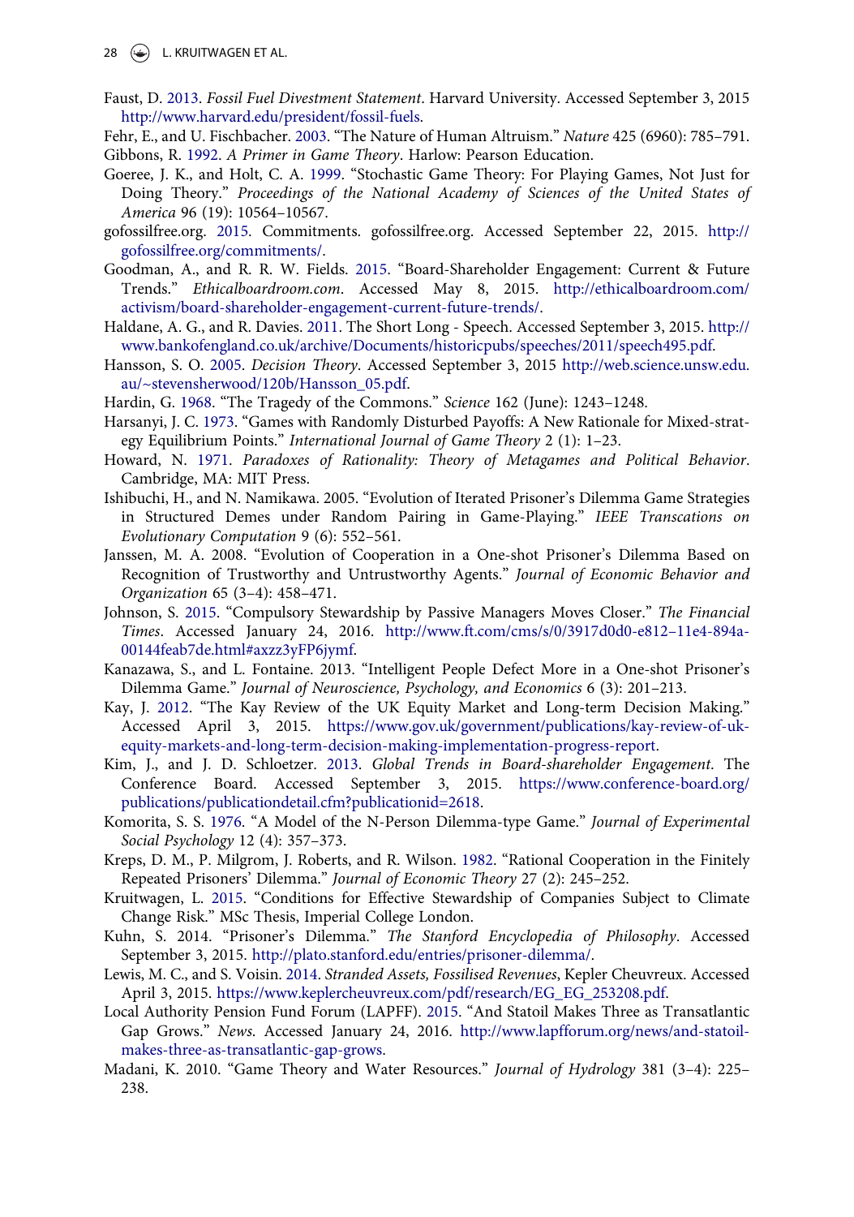Faust, D. 2013. *Fossil Fuel Divestment Statement*. Harvard University. Accessed September 3, 2015 http://www.harvard.edu/president/fossil-fuels.

Fehr, E., and U. Fischbacher. 2003. "The Nature of Human Altruism." *Nature* 425 (6960): 785–791.

Gibbons, R. 1992. *A Primer in Game Theory*. Harlow: Pearson Education.

Goeree, J. K., and Holt, C. A. 1999. "Stochastic Game Theory: For Playing Games, Not Just for Doing Theory." *Proceedings of the National Academy of Sciences of the United States of America* 96 (19): 10564–10567.

gofossilfree.org. 2015. Commitments. gofossilfree.org. Accessed September 22, 2015. http://gofossilfree.org/commitments/.

Goodman, A., and R. R. W. Fields. 2015. "Board-Shareholder Engagement: Current & Future Trends." *Ethicalboardroom.com*. Accessed May 8, 2015. http://ethicalboardroom.com/activism/board-shareholder-engagement-current-future-trends/.

Haldane, A. G., and R. Davies. 2011. The Short Long - Speech. Accessed September 3, 2015. http://www.bankofengland.co.uk/archive/Documents/historicpubs/speeches/2011/speech495.pdf.

Hansson, S. O. 2005. *Decision Theory*. Accessed September 3, 2015 http://web.science.unsw.edu.au/~stevensherwood/120b/Hansson_05.pdf.

Hardin, G. 1968. "The Tragedy of the Commons." *Science* 162 (June): 1243–1248.

Harsanyi, J. C. 1973. "Games with Randomly Disturbed Payoffs: A New Rationale for Mixed-strategy Equilibrium Points." *International Journal of Game Theory* 2 (1): 1–23.

Howard, N. 1971. *Paradoxes of Rationality: Theory of Metagames and Political Behavior*. Cambridge, MA: MIT Press.

Ishibuchi, H., and N. Namikawa. 2005. "Evolution of Iterated Prisoner's Dilemma Game Strategies in Structured Demes under Random Pairing in Game-Playing." *IEEE Transcations on Evolutionary Computation* 9 (6): 552–561.

Janssen, M. A. 2008. "Evolution of Cooperation in a One-shot Prisoner's Dilemma Based on Recognition of Trustworthy and Untrustworthy Agents." *Journal of Economic Behavior and Organization* 65 (3–4): 458–471.

Johnson, S. 2015. "Compulsory Stewardship by Passive Managers Moves Closer." *The Financial Times*. Accessed January 24, 2016. http://www.ft.com/cms/s/0/3917d0d0-e812–11e4-894a-00144feab7de.html#axzz3yFP6jymf.

Kanazawa, S., and L. Fontaine. 2013. "Intelligent People Defect More in a One-shot Prisoner's Dilemma Game." *Journal of Neuroscience, Psychology, and Economics* 6 (3): 201–213.

Kay, J. 2012. "The Kay Review of the UK Equity Market and Long-term Decision Making." Accessed April 3, 2015. https://www.gov.uk/government/publications/kay-review-of-uk-equity-markets-and-long-term-decision-making-implementation-progress-report.

Kim, J., and J. D. Schloetzer. 2013. *Global Trends in Board-shareholder Engagement*. The Conference Board. Accessed September 3, 2015. https://www.conference-board.org/publications/publicationdetail.cfm?publicationid=2618.

Komorita, S. S. 1976. "A Model of the N-Person Dilemma-type Game." *Journal of Experimental Social Psychology* 12 (4): 357–373.

Kreps, D. M., P. Milgrom, J. Roberts, and R. Wilson. 1982. "Rational Cooperation in the Finitely Repeated Prisoners' Dilemma." *Journal of Economic Theory* 27 (2): 245–252.

Kruitwagen, L. 2015. "Conditions for Effective Stewardship of Companies Subject to Climate Change Risk." MSc Thesis, Imperial College London.

Kuhn, S. 2014. "Prisoner's Dilemma." *The Stanford Encyclopedia of Philosophy*. Accessed September 3, 2015. http://plato.stanford.edu/entries/prisoner-dilemma/.

Lewis, M. C., and S. Voisin. 2014. *Stranded Assets, Fossilised Revenues*, Kepler Cheuvreux. Accessed April 3, 2015. https://www.keplercheuvreux.com/pdf/research/EG_EG_253208.pdf.

Local Authority Pension Fund Forum (LAPFF). 2015. "And Statoil Makes Three as Transatlantic Gap Grows." *News*. Accessed January 24, 2016. http://www.lapfforum.org/news/and-statoil-makes-three-as-transatlantic-gap-grows.

Madani, K. 2010. "Game Theory and Water Resources." *Journal of Hydrology* 381 (3–4): 225–238.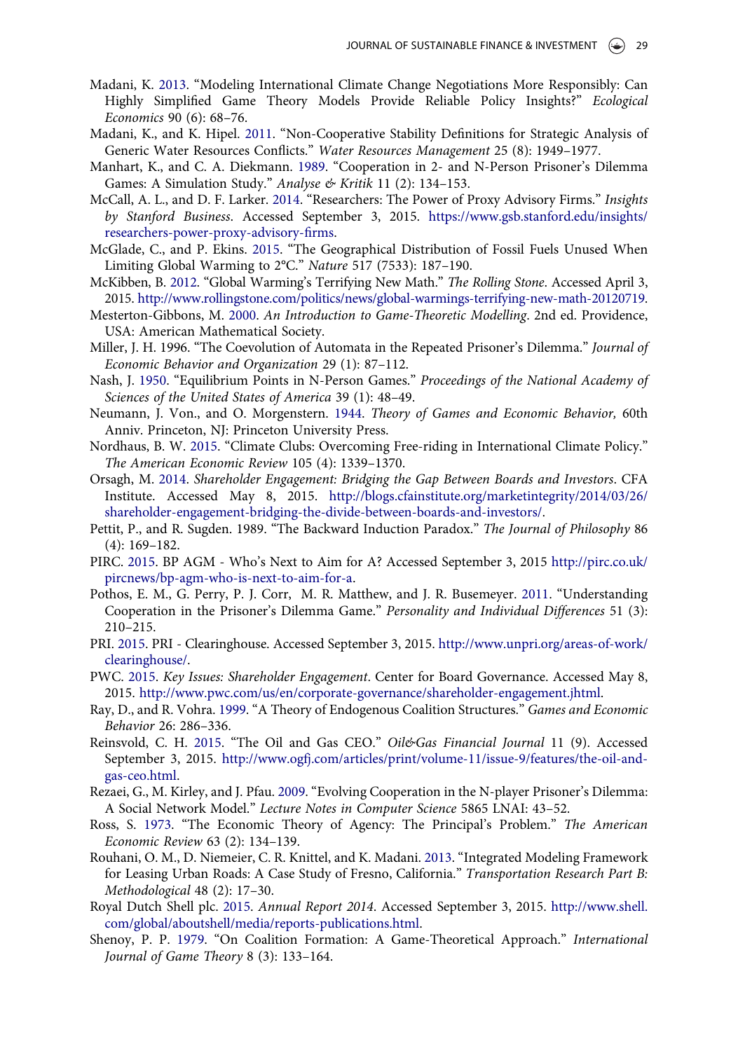Madani, K. 2013. "Modeling International Climate Change Negotiations More Responsibly: Can Highly Simplified Game Theory Models Provide Reliable Policy Insights?" *Ecological Economics* 90 (6): 68–76.

Madani, K., and K. Hipel. 2011. "Non-Cooperative Stability Definitions for Strategic Analysis of Generic Water Resources Conflicts." *Water Resources Management* 25 (8): 1949–1977.

Manhart, K., and C. A. Diekmann. 1989. "Cooperation in 2- and N-Person Prisoner's Dilemma Games: A Simulation Study." *Analyse & Kritik* 11 (2): 134–153.

McCall, A. L., and D. F. Larker. 2014. "Researchers: The Power of Proxy Advisory Firms." *Insights by Stanford Business*. Accessed September 3, 2015. https://www.gsb.stanford.edu/insights/researchers-power-proxy-advisory-firms.

McGlade, C., and P. Ekins. 2015. "The Geographical Distribution of Fossil Fuels Unused When Limiting Global Warming to 2°C." *Nature* 517 (7533): 187–190.

McKibben, B. 2012. "Global Warming's Terrifying New Math." *The Rolling Stone*. Accessed April 3, 2015. http://www.rollingstone.com/politics/news/global-warmings-terrifying-new-math-20120719.

Mesterton-Gibbons, M. 2000. *An Introduction to Game-Theoretic Modelling*. 2nd ed. Providence, USA: American Mathematical Society.

Miller, J. H. 1996. "The Coevolution of Automata in the Repeated Prisoner's Dilemma." *Journal of Economic Behavior and Organization* 29 (1): 87–112.

Nash, J. 1950. "Equilibrium Points in N-Person Games." *Proceedings of the National Academy of Sciences of the United States of America* 39 (1): 48–49.

Neumann, J. Von., and O. Morgenstern. 1944. *Theory of Games and Economic Behavior,* 60th Anniv. Princeton, NJ: Princeton University Press.

Nordhaus, B. W. 2015. "Climate Clubs: Overcoming Free-riding in International Climate Policy." *The American Economic Review* 105 (4): 1339–1370.

Orsagh, M. 2014. *Shareholder Engagement: Bridging the Gap Between Boards and Investors*. CFA Institute. Accessed May 8, 2015. http://blogs.cfainstitute.org/marketintegrity/2014/03/26/shareholder-engagement-bridging-the-divide-between-boards-and-investors/.

Pettit, P., and R. Sugden. 1989. "The Backward Induction Paradox." *The Journal of Philosophy* 86 (4): 169–182.

PIRC. 2015. BP AGM - Who's Next to Aim for A? Accessed September 3, 2015 http://pirc.co.uk/pircnews/bp-agm-who-is-next-to-aim-for-a.

Pothos, E. M., G. Perry, P. J. Corr, M. R. Matthew, and J. R. Busemeyer. 2011. "Understanding Cooperation in the Prisoner's Dilemma Game." *Personality and Individual Differences* 51 (3): 210–215.

PRI. 2015. PRI - Clearinghouse. Accessed September 3, 2015. http://www.unpri.org/areas-of-work/clearinghouse/.

PWC. 2015. *Key Issues: Shareholder Engagement*. Center for Board Governance. Accessed May 8, 2015. http://www.pwc.com/us/en/corporate-governance/shareholder-engagement.jhtml.

Ray, D., and R. Vohra. 1999. "A Theory of Endogenous Coalition Structures." *Games and Economic Behavior* 26: 286–336.

Reinsvold, C. H. 2015. "The Oil and Gas CEO." *Oil&Gas Financial Journal* 11 (9). Accessed September 3, 2015. http://www.ogfj.com/articles/print/volume-11/issue-9/features/the-oil-and-gas-ceo.html.

Rezaei, G., M. Kirley, and J. Pfau. 2009. "Evolving Cooperation in the N-player Prisoner's Dilemma: A Social Network Model." *Lecture Notes in Computer Science* 5865 LNAI: 43–52.

Ross, S. 1973. "The Economic Theory of Agency: The Principal's Problem." *The American Economic Review* 63 (2): 134–139.

Rouhani, O. M., D. Niemeier, C. R. Knittel, and K. Madani. 2013. "Integrated Modeling Framework for Leasing Urban Roads: A Case Study of Fresno, California." *Transportation Research Part B: Methodological* 48 (2): 17–30.

Royal Dutch Shell plc. 2015. *Annual Report 2014*. Accessed September 3, 2015. http://www.shell.com/global/aboutshell/media/reports-publications.html.

Shenoy, P. P. 1979. "On Coalition Formation: A Game-Theoretical Approach." *International Journal of Game Theory* 8 (3): 133–164.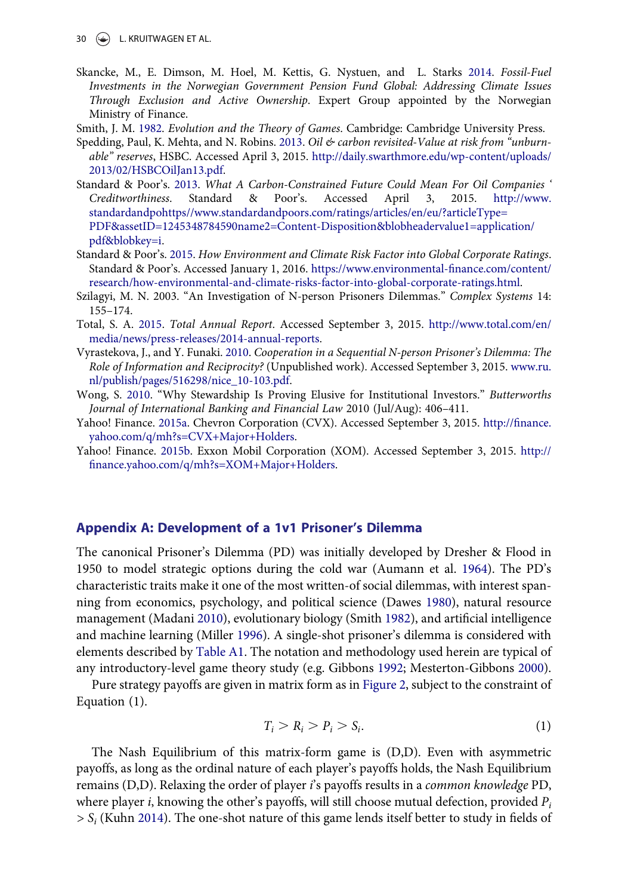Skancke, M., E. Dimson, M. Hoel, M. Kettis, G. Nystuen, and L. Starks 2014. *Fossil-Fuel Investments in the Norwegian Government Pension Fund Global: Addressing Climate Issues Through Exclusion and Active Ownership*. Expert Group appointed by the Norwegian Ministry of Finance.

Smith, J. M. 1982. *Evolution and the Theory of Games*. Cambridge: Cambridge University Press.

Spedding, Paul, K. Mehta, and N. Robins. 2013. *Oil & carbon revisited-Value at risk from "unburnable" reserves*, HSBC. Accessed April 3, 2015. http://daily.swarthmore.edu/wp-content/uploads/2013/02/HSBCOilJan13.pdf.

Standard & Poor's. 2013. *What A Carbon-Constrained Future Could Mean For Oil Companies ' Creditworthiness*. Standard & Poor's. Accessed April 3, 2015. http://www.standardandpohttps//www.standardandpoors.com/ratings/articles/en/eu/?articleType=PDF&assetID=1245348784590name2=Content-Disposition&blobheadervalue1=application/pdf&blobkey=i.

Standard & Poor's. 2015. *How Environment and Climate Risk Factor into Global Corporate Ratings*. Standard & Poor's. Accessed January 1, 2016. https://www.environmental-finance.com/content/research/how-environmental-and-climate-risks-factor-into-global-corporate-ratings.html.

Szilagyi, M. N. 2003. "An Investigation of N-person Prisoners Dilemmas." *Complex Systems* 14: 155–174.

Total, S. A. 2015. *Total Annual Report*. Accessed September 3, 2015. http://www.total.com/en/media/news/press-releases/2014-annual-reports.

Vyrastekova, J., and Y. Funaki. 2010. *Cooperation in a Sequential N-person Prisoner's Dilemma: The Role of Information and Reciprocity?* (Unpublished work). Accessed September 3, 2015. www.ru.nl/publish/pages/516298/nice_10-103.pdf.

Wong, S. 2010. "Why Stewardship Is Proving Elusive for Institutional Investors." *Butterworths Journal of International Banking and Financial Law* 2010 (Jul/Aug): 406–411.

Yahoo! Finance. 2015a. Chevron Corporation (CVX). Accessed September 3, 2015. http://finance.yahoo.com/q/mh?s=CVX+Major+Holders.

Yahoo! Finance. 2015b. Exxon Mobil Corporation (XOM). Accessed September 3, 2015. http://finance.yahoo.com/q/mh?s=XOM+Major+Holders.

## Appendix A: Development of a 1v1 Prisoner's Dilemma

The canonical Prisoner's Dilemma (PD) was initially developed by Dresher & Flood in 1950 to model strategic options during the cold war (Aumann et al. 1964). The PD's characteristic traits make it one of the most written-of social dilemmas, with interest spanning from economics, psychology, and political science (Dawes 1980), natural resource management (Madani 2010), evolutionary biology (Smith 1982), and artificial intelligence and machine learning (Miller 1996). A single-shot prisoner's dilemma is considered with elements described by Table A1. The notation and methodology used herein are typical of any introductory-level game theory study (e.g. Gibbons 1992; Mesterton-Gibbons 2000).

Pure strategy payoffs are given in matrix form as in Figure 2, subject to the constraint of Equation (1).

$$T_i > R_i > P_i > S_i. \tag{1}$$

The Nash Equilibrium of this matrix-form game is (D,D). Even with asymmetric payoffs, as long as the ordinal nature of each player's payoffs holds, the Nash Equilibrium remains (D,D). Relaxing the order of player *i*'s payoffs results in a *common knowledge* PD, where player *i*, knowing the other's payoffs, will still choose mutual defection, provided $P_i > S_i$ (Kuhn 2014). The one-shot nature of this game lends itself better to study in fields of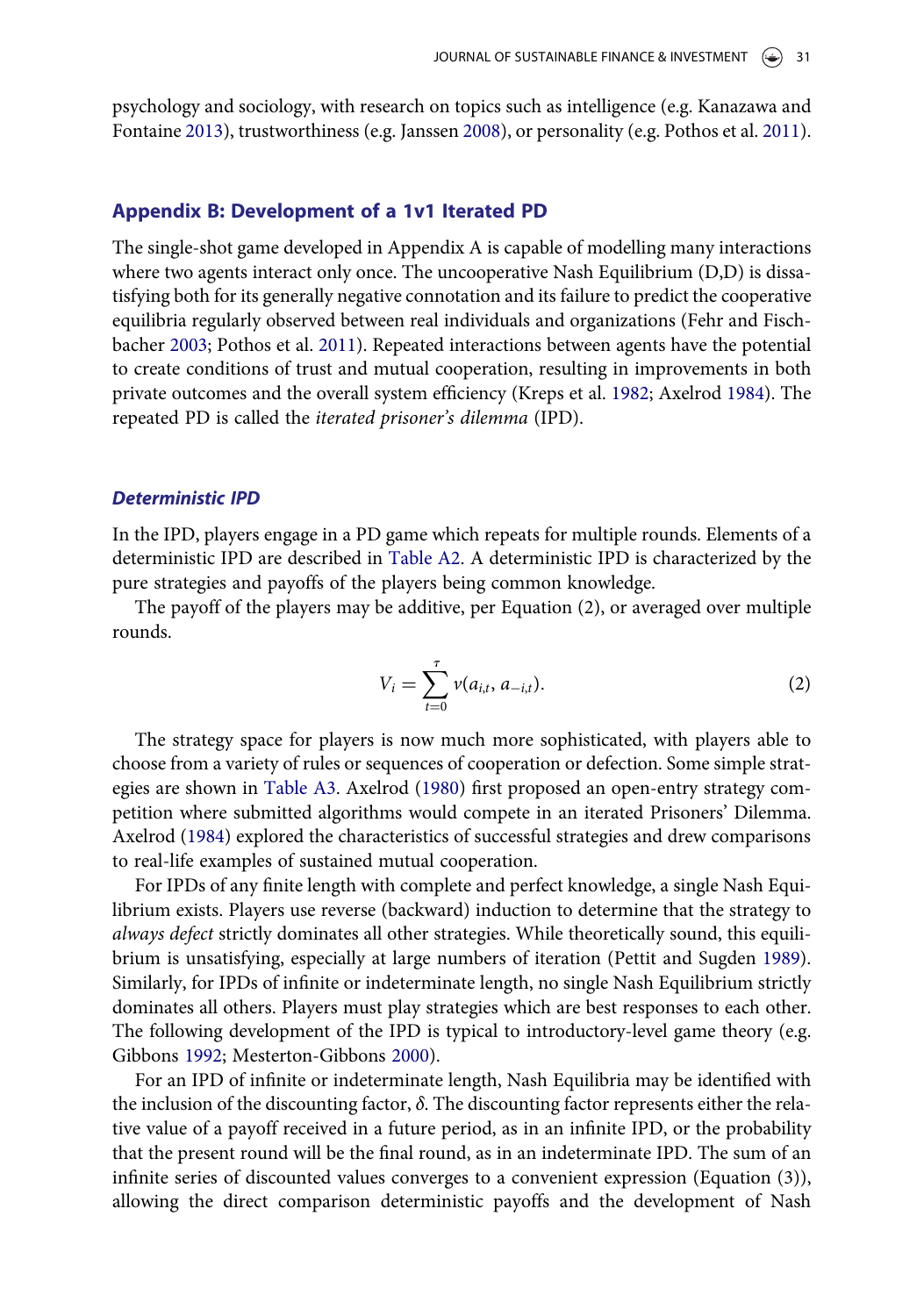psychology and sociology, with research on topics such as intelligence (e.g. Kanazawa and Fontaine 2013), trustworthiness (e.g. Janssen 2008), or personality (e.g. Pothos et al. 2011).

## Appendix B: Development of a 1v1 Iterated PD

The single-shot game developed in Appendix A is capable of modelling many interactions where two agents interact only once. The uncooperative Nash Equilibrium (D,D) is dissatisfying both for its generally negative connotation and its failure to predict the cooperative equilibria regularly observed between real individuals and organizations (Fehr and Fischbacher 2003; Pothos et al. 2011). Repeated interactions between agents have the potential to create conditions of trust and mutual cooperation, resulting in improvements in both private outcomes and the overall system efficiency (Kreps et al. 1982; Axelrod 1984). The repeated PD is called the *iterated prisoner's dilemma* (IPD).

### *Deterministic IPD*

In the IPD, players engage in a PD game which repeats for multiple rounds. Elements of a deterministic IPD are described in Table A2. A deterministic IPD is characterized by the pure strategies and payoffs of the players being common knowledge.

The payoff of the players may be additive, per Equation (2), or averaged over multiple rounds.

$$V_i = \sum_{t=0}^{\tau} v(a_{i,t}, a_{-i,t}). \tag{2}$$

The strategy space for players is now much more sophisticated, with players able to choose from a variety of rules or sequences of cooperation or defection. Some simple strategies are shown in Table A3. Axelrod (1980) first proposed an open-entry strategy competition where submitted algorithms would compete in an iterated Prisoners' Dilemma. Axelrod (1984) explored the characteristics of successful strategies and drew comparisons to real-life examples of sustained mutual cooperation.

For IPDs of any finite length with complete and perfect knowledge, a single Nash Equilibrium exists. Players use reverse (backward) induction to determine that the strategy to *always defect* strictly dominates all other strategies. While theoretically sound, this equilibrium is unsatisfying, especially at large numbers of iteration (Pettit and Sugden 1989). Similarly, for IPDs of infinite or indeterminate length, no single Nash Equilibrium strictly dominates all others. Players must play strategies which are best responses to each other. The following development of the IPD is typical to introductory-level game theory (e.g. Gibbons 1992; Mesterton-Gibbons 2000).

For an IPD of infinite or indeterminate length, Nash Equilibria may be identified with the inclusion of the discounting factor, $\delta$. The discounting factor represents either the relative value of a payoff received in a future period, as in an infinite IPD, or the probability that the present round will be the final round, as in an indeterminate IPD. The sum of an infinite series of discounted values converges to a convenient expression (Equation (3)), allowing the direct comparison deterministic payoffs and the development of Nash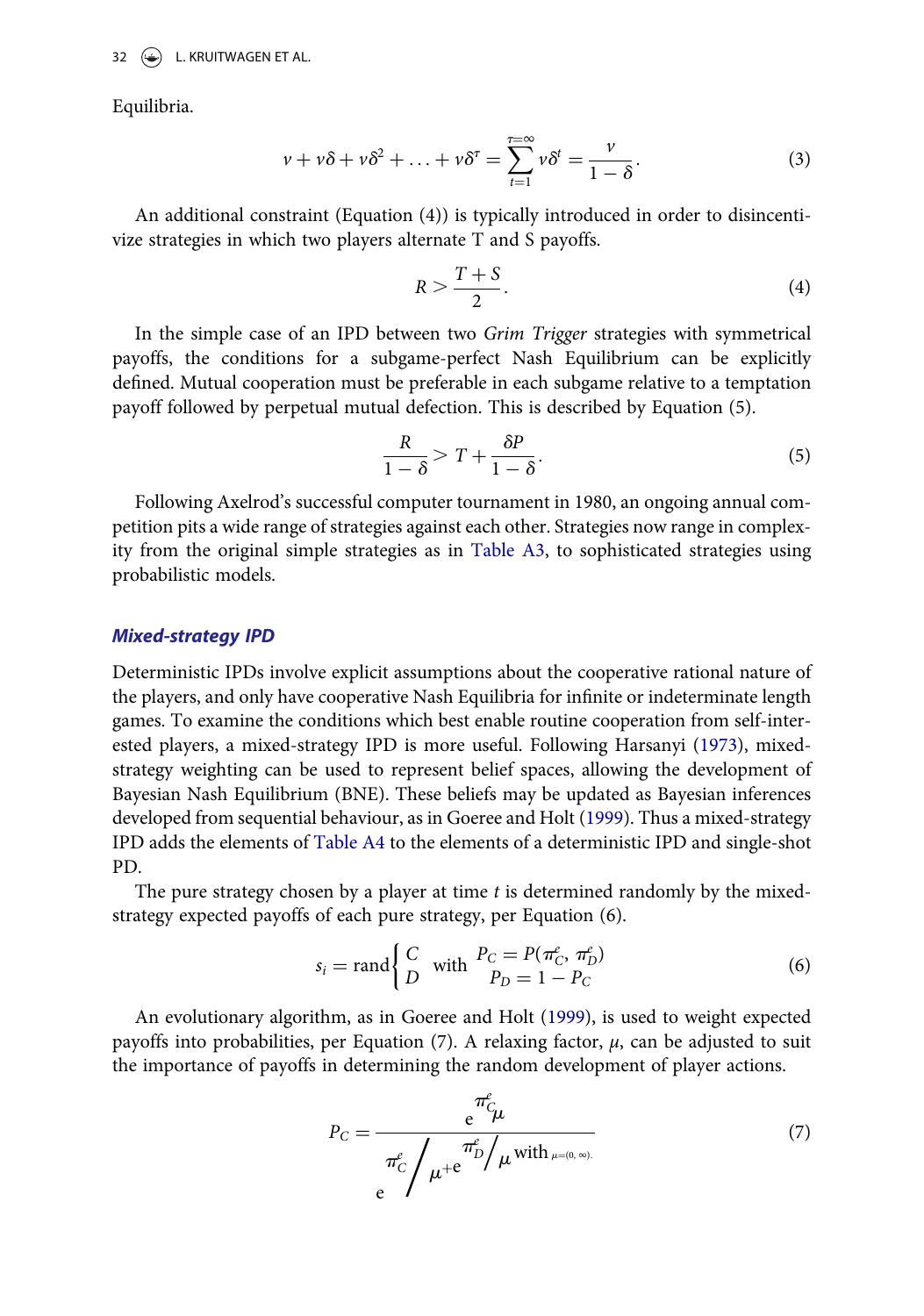Equilibria.

$$v + v\delta + v\delta^2 + \ldots + v\delta^\tau = \sum_{t=1}^{\tau=\infty} v\delta^t = \frac{v}{1-\delta}. \tag{3}$$

An additional constraint (Equation (4)) is typically introduced in order to disincentivize strategies in which two players alternate T and S payoffs.

$$R > \frac{T+S}{2}. \tag{4}$$

In the simple case of an IPD between two *Grim Trigger* strategies with symmetrical payoffs, the conditions for a subgame-perfect Nash Equilibrium can be explicitly defined. Mutual cooperation must be preferable in each subgame relative to a temptation payoff followed by perpetual mutual defection. This is described by Equation (5).

$$\frac{R}{1-\delta} > T + \frac{\delta P}{1-\delta}. \tag{5}$$

Following Axelrod's successful computer tournament in 1980, an ongoing annual competition pits a wide range of strategies against each other. Strategies now range in complexity from the original simple strategies as in Table A3, to sophisticated strategies using probabilistic models.

### *Mixed-strategy IPD*

Deterministic IPDs involve explicit assumptions about the cooperative rational nature of the players, and only have cooperative Nash Equilibria for infinite or indeterminate length games. To examine the conditions which best enable routine cooperation from self-interested players, a mixed-strategy IPD is more useful. Following Harsanyi (1973), mixed-strategy weighting can be used to represent belief spaces, allowing the development of Bayesian Nash Equilibrium (BNE). These beliefs may be updated as Bayesian inferences developed from sequential behaviour, as in Goeree and Holt (1999). Thus a mixed-strategy IPD adds the elements of Table A4 to the elements of a deterministic IPD and single-shot PD.

The pure strategy chosen by a player at time $t$ is determined randomly by the mixed-strategy expected payoffs of each pure strategy, per Equation (6).

$$s_i = \text{rand}\left\{ \begin{array}{l} C \\ D \end{array} \right. \text{ with } \begin{array}{l} P_C = P(\pi_C^e, \pi_D^e) \\ P_D = 1 - P_C \end{array} \tag{6}$$

An evolutionary algorithm, as in Goeree and Holt (1999), is used to weight expected payoffs into probabilities, per Equation (7). A relaxing factor, $\mu$, can be adjusted to suit the importance of payoffs in determining the random development of player actions.

$$P_C = \frac{e^{\pi_C^e/\mu}}{e^{\pi_C^e/\mu} + e^{\pi_D^e/\mu}} \text{ with } \mu = (0, \infty). \tag{7}$$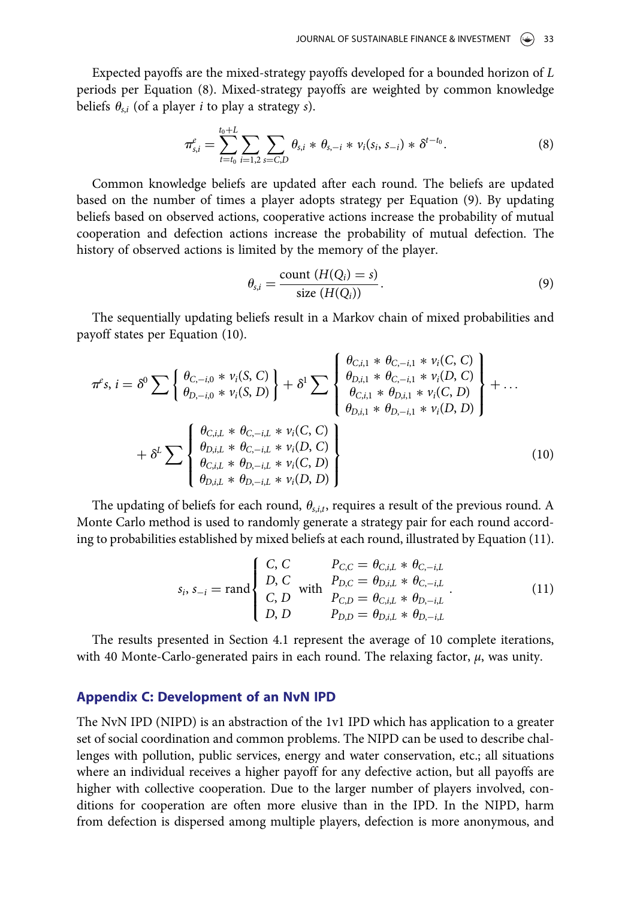Expected payoffs are the mixed-strategy payoffs developed for a bounded horizon of $L$ periods per Equation (8). Mixed-strategy payoffs are weighted by common knowledge beliefs $\theta_{s,i}$ (of a player $i$ to play a strategy $s$).

$$\pi^{e}_{s,i} = \sum_{t=t_0}^{t_0+L} \sum_{i=1,2} \sum_{s=C,D} \theta_{s,i} * \theta_{s,-i} * v_i(s_i, s_{-i}) * \delta^{t-t_0}. \tag{8}$$

Common knowledge beliefs are updated after each round. The beliefs are updated based on the number of times a player adopts strategy per Equation (9). By updating beliefs based on observed actions, cooperative actions increase the probability of mutual cooperation and defection actions increase the probability of mutual defection. The history of observed actions is limited by the memory of the player.

$$\theta_{s,i} = \frac{\text{count } (H(Q_i) = s)}{\text{size } (H(Q_i))}. \tag{9}$$

The sequentially updating beliefs result in a Markov chain of mixed probabilities and payoff states per Equation (10).

$$\begin{aligned}
\pi^{e}s,\, i = {} & \delta^0 \sum \left\{ \begin{array}{c} \theta_{C,-i,0} * v_i(S,C) \\ \theta_{D,-i,0} * v_i(S,D) \end{array} \right\} + \delta^1 \sum \left\{ \begin{array}{c} \theta_{C,i,1} * \theta_{C,-i,1} * v_i(C,C) \\ \theta_{D,i,1} * \theta_{C,-i,1} * v_i(D,C) \\ \theta_{C,i,1} * \theta_{D,i,1} * v_i(C,D) \\ \theta_{D,i,1} * \theta_{D,-i,1} * v_i(D,D) \end{array} \right\} + \ldots \\
& + \delta^L \sum \left\{ \begin{array}{c} \theta_{C,i,L} * \theta_{C,-i,L} * v_i(C,C) \\ \theta_{D,i,L} * \theta_{C,-i,L} * v_i(D,C) \\ \theta_{C,i,L} * \theta_{D,-i,L} * v_i(C,D) \\ \theta_{D,i,L} * \theta_{D,-i,L} * v_i(D,D) \end{array} \right\}
\end{aligned} \tag{10}$$

The updating of beliefs for each round, $\theta_{s,i,t}$, requires a result of the previous round. A Monte Carlo method is used to randomly generate a strategy pair for each round according to probabilities established by mixed beliefs at each round, illustrated by Equation (11).

$$s_i, s_{-i} = \text{rand} \left\{ \begin{array}{l} C, C \\ D, C \\ C, D \\ D, D \end{array} \right. \text{ with } \begin{array}{l} P_{C,C} = \theta_{C,i,L} * \theta_{C,-i,L} \\ P_{D,C} = \theta_{D,i,L} * \theta_{C,-i,L} \\ P_{C,D} = \theta_{C,i,L} * \theta_{D,-i,L} \\ P_{D,D} = \theta_{D,i,L} * \theta_{D,-i,L} \end{array}. \tag{11}$$

The results presented in Section 4.1 represent the average of 10 complete iterations, with 40 Monte-Carlo-generated pairs in each round. The relaxing factor, $\mu$, was unity.

## Appendix C: Development of an NvN IPD

The NvN IPD (NIPD) is an abstraction of the 1v1 IPD which has application to a greater set of social coordination and common problems. The NIPD can be used to describe challenges with pollution, public services, energy and water conservation, etc.; all situations where an individual receives a higher payoff for any defective action, but all payoffs are higher with collective cooperation. Due to the larger number of players involved, conditions for cooperation are often more elusive than in the IPD. In the NIPD, harm from defection is dispersed among multiple players, defection is more anonymous, and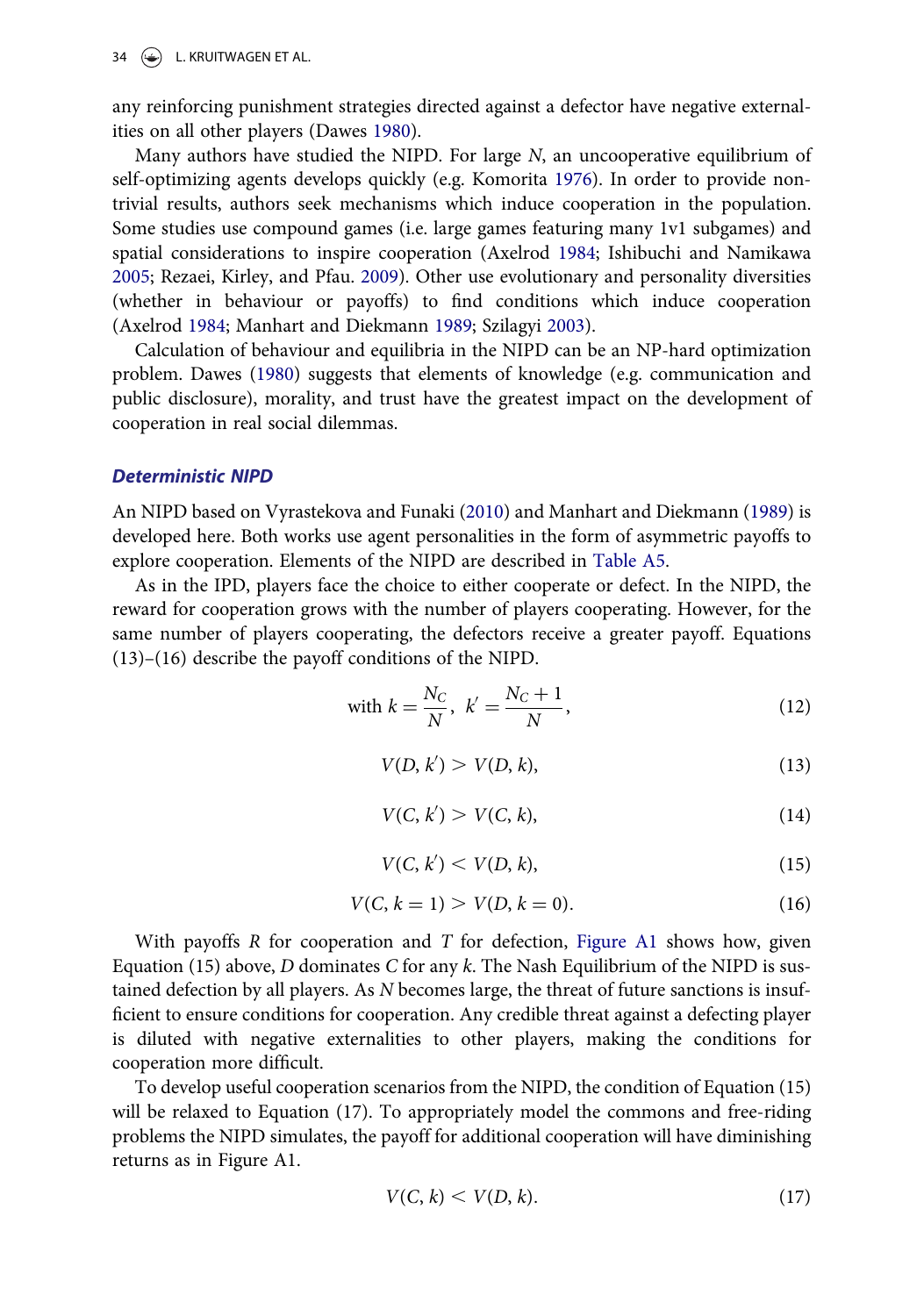any reinforcing punishment strategies directed against a defector have negative externalities on all other players (Dawes 1980).

Many authors have studied the NIPD. For large $N$, an uncooperative equilibrium of self-optimizing agents develops quickly (e.g. Komorita 1976). In order to provide non-trivial results, authors seek mechanisms which induce cooperation in the population. Some studies use compound games (i.e. large games featuring many 1v1 subgames) and spatial considerations to inspire cooperation (Axelrod 1984; Ishibuchi and Namikawa 2005; Rezaei, Kirley, and Pfau. 2009). Other use evolutionary and personality diversities (whether in behaviour or payoffs) to find conditions which induce cooperation (Axelrod 1984; Manhart and Diekmann 1989; Szilagyi 2003).

Calculation of behaviour and equilibria in the NIPD can be an NP-hard optimization problem. Dawes (1980) suggests that elements of knowledge (e.g. communication and public disclosure), morality, and trust have the greatest impact on the development of cooperation in real social dilemmas.

### *Deterministic NIPD*

An NIPD based on Vyrastekova and Funaki (2010) and Manhart and Diekmann (1989) is developed here. Both works use agent personalities in the form of asymmetric payoffs to explore cooperation. Elements of the NIPD are described in Table A5.

As in the IPD, players face the choice to either cooperate or defect. In the NIPD, the reward for cooperation grows with the number of players cooperating. However, for the same number of players cooperating, the defectors receive a greater payoff. Equations (13)–(16) describe the payoff conditions of the NIPD.

$$\text{with } k = \frac{N_C}{N},\ k' = \frac{N_C + 1}{N}, \tag{12}$$

$$V(D, k') > V(D, k), \tag{13}$$

$$V(C, k') > V(C, k), \tag{14}$$

$$V(C, k') < V(D, k), \tag{15}$$

$$V(C, k = 1) > V(D, k = 0). \tag{16}$$

With payoffs $R$ for cooperation and $T$ for defection, Figure A1 shows how, given Equation (15) above, $D$ dominates $C$ for any $k$. The Nash Equilibrium of the NIPD is sustained defection by all players. As $N$ becomes large, the threat of future sanctions is insufficient to ensure conditions for cooperation. Any credible threat against a defecting player is diluted with negative externalities to other players, making the conditions for cooperation more difficult.

To develop useful cooperation scenarios from the NIPD, the condition of Equation (15) will be relaxed to Equation (17). To appropriately model the commons and free-riding problems the NIPD simulates, the payoff for additional cooperation will have diminishing returns as in Figure A1.

$$V(C, k) < V(D, k). \tag{17}$$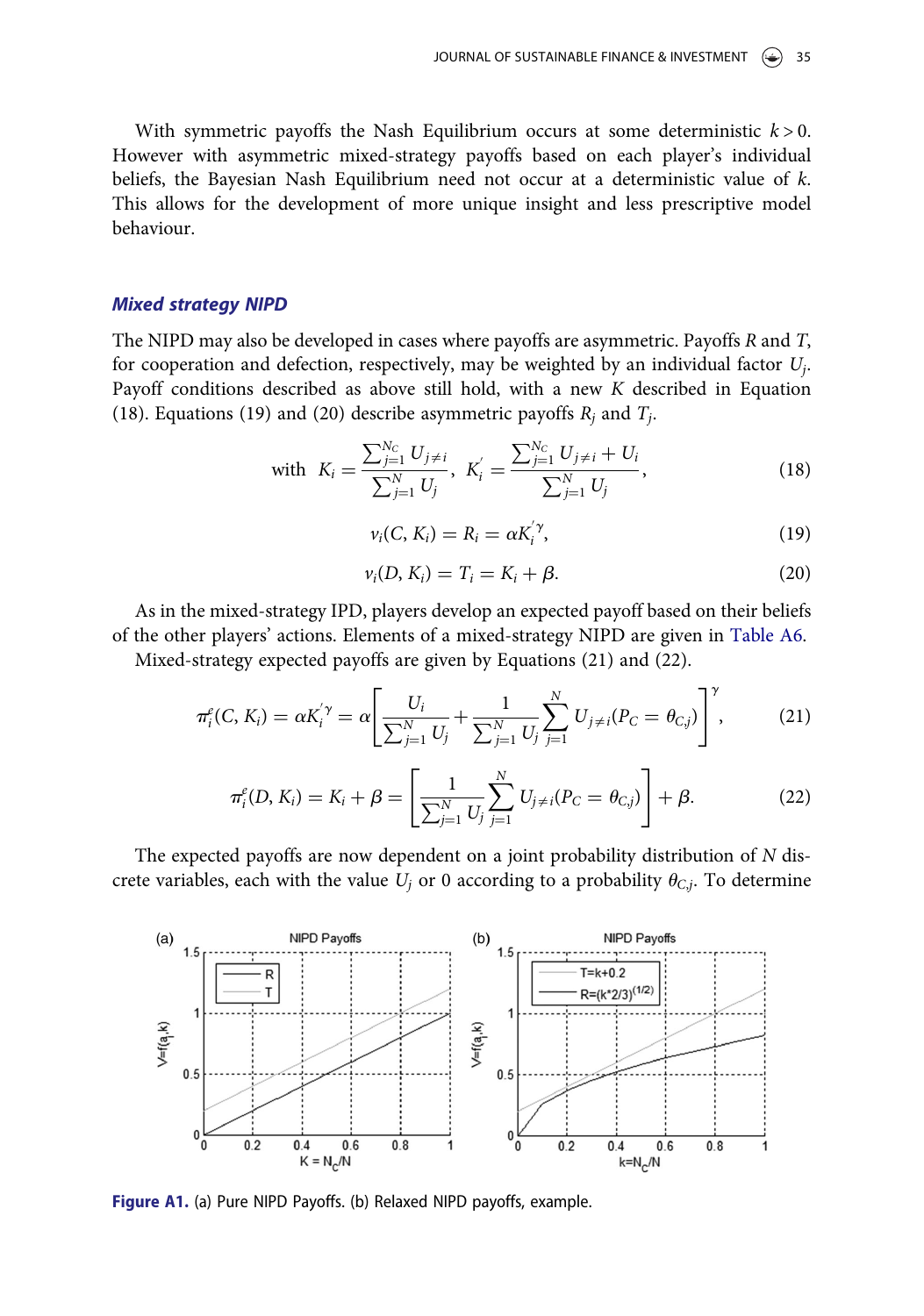With symmetric payoffs the Nash Equilibrium occurs at some deterministic $k > 0$. However with asymmetric mixed-strategy payoffs based on each player's individual beliefs, the Bayesian Nash Equilibrium need not occur at a deterministic value of $k$. This allows for the development of more unique insight and less prescriptive model behaviour.

### *Mixed strategy NIPD*

The NIPD may also be developed in cases where payoffs are asymmetric. Payoffs $R$ and $T$, for cooperation and defection, respectively, may be weighted by an individual factor $U_j$. Payoff conditions described as above still hold, with a new $K$ described in Equation (18). Equations (19) and (20) describe asymmetric payoffs $R_j$ and $T_j$.

$$\text{with } K_i = \frac{\sum_{j=1}^{N_C} U_{j \neq i}}{\sum_{j=1}^{N} U_j}, \; K_i^{'} = \frac{\sum_{j=1}^{N_C} U_{j \neq i} + U_i}{\sum_{j=1}^{N} U_j}, \tag{18}$$

$$v_i(C, K_i) = R_i = \alpha K_i^{'\gamma}, \tag{19}$$

$$v_i(D, K_i) = T_i = K_i + \beta. \tag{20}$$

As in the mixed-strategy IPD, players develop an expected payoff based on their beliefs of the other players' actions. Elements of a mixed-strategy NIPD are given in Table A6.

Mixed-strategy expected payoffs are given by Equations (21) and (22).

$$\pi_i^e(C, K_i) = \alpha K_i^{'\gamma} = \alpha \left[ \frac{U_i}{\sum_{j=1}^{N} U_j} + \frac{1}{\sum_{j=1}^{N} U_j} \sum_{j=1}^{N} U_{j \neq i}(P_C = \theta_{C,j}) \right]^{\gamma}, \tag{21}$$

$$\pi_i^e(D, K_i) = K_i + \beta = \left[ \frac{1}{\sum_{j=1}^{N} U_j} \sum_{j=1}^{N} U_{j \neq i}(P_C = \theta_{C,j}) \right] + \beta. \tag{22}$$

The expected payoffs are now dependent on a joint probability distribution of $N$ discrete variables, each with the value $U_j$ or 0 according to a probability $\theta_{C,j}$. To determine

**Figure A1.** (a) Pure NIPD Payoffs. (b) Relaxed NIPD payoffs, example.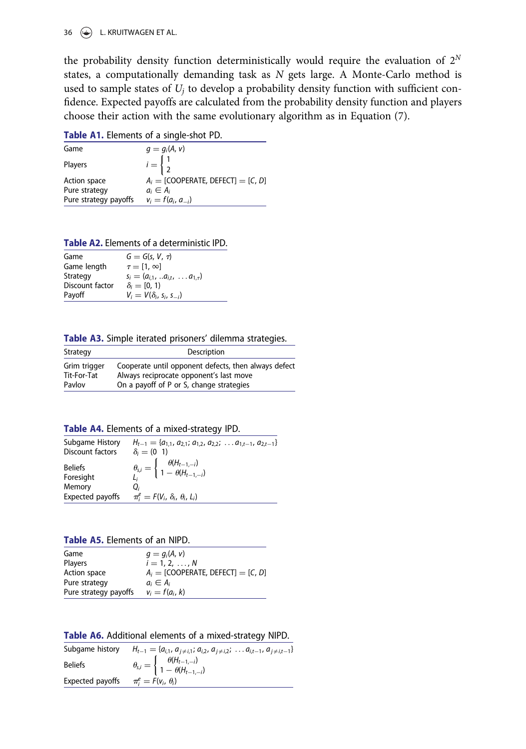the probability density function deterministically would require the evaluation of $2^N$ states, a computationally demanding task as $N$ gets large. A Monte-Carlo method is used to sample states of $U_j$ to develop a probability density function with sufficient confidence. Expected payoffs are calculated from the probability density function and players choose their action with the same evolutionary algorithm as in Equation (7).

**Table A1.** Elements of a single-shot PD.

| | |
|---|---|
| Game | $g = g_i(A, v)$ |
| Players | $i = \begin{cases} 1 \\ 2 \end{cases}$ |
| Action space | $A_i = [\text{COOPERATE, DEFECT}] = [C, D]$ |
| Pure strategy | $a_i \in A_i$ |
| Pure strategy payoffs | $v_i = f(a_i, a_{-i})$ |

**Table A2.** Elements of a deterministic IPD.

| | |
|---|---|
| Game | $G = G(s, V, \tau)$ |
| Game length | $\tau = [1, \infty]$ |
| Strategy | $s_i = (a_{i,1}, ..a_{i,t}, \ ...a_{1,\tau})$ |
| Discount factor | $\delta_i = [0, 1)$ |
| Payoff | $V_i = V(\delta_i, s_i, s_{-i})$ |

**Table A3.** Simple iterated prisoners' dilemma strategies.

| Strategy | Description |
|---|---|
| Grim trigger | Cooperate until opponent defects, then always defect |
| Tit-For-Tat | Always reciprocate opponent's last move |
| Pavlov | On a payoff of P or S, change strategies |

**Table A4.** Elements of a mixed-strategy IPD.

| | |
|---|---|
| Subgame History | $H_{t-1} = \{a_{1,1}, a_{2,1}; a_{1,2}, a_{2,2}; \ ...a_{1,t-1}, a_{2,t-1}\}$ |
| Discount factors | $\delta_i = (0 \ \ 1)$ |
| Beliefs | $\theta_{s,i} = \begin{cases} \theta(H_{t-1,-i}) \\ 1 - \theta(H_{t-1,-i}) \end{cases}$ |
| Foresight | $L_i$ |
| Memory | $Q_i$ |
| Expected payoffs | $\pi_i^e = F(V_i, \delta_i, \theta_i, L_i)$ |

**Table A5.** Elements of an NIPD.

| | |
|---|---|
| Game | $g = g_i(A, v)$ |
| Players | $i = 1, 2, \ ..., N$ |
| Action space | $A_i = [\text{COOPERATE, DEFECT}] = [C, D]$ |
| Pure strategy | $a_i \in A_i$ |
| Pure strategy payoffs | $v_i = f(a_i, k)$ |

**Table A6.** Additional elements of a mixed-strategy NIPD.

| | |
|---|---|
| Subgame history | $H_{t-1} = \{a_{i,1}, a_{j\neq i,1}; a_{i,2}, a_{j\neq i,2}; \ ...a_{i,t-1}, a_{j\neq i,t-1}\}$ |
| Beliefs | $\theta_{s,i} = \begin{cases} \theta(H_{t-1,-i}) \\ 1 - \theta(H_{t-1,-i}) \end{cases}$ |
| Expected payoffs | $\pi_i^e = F(v_i, \theta_i)$ |